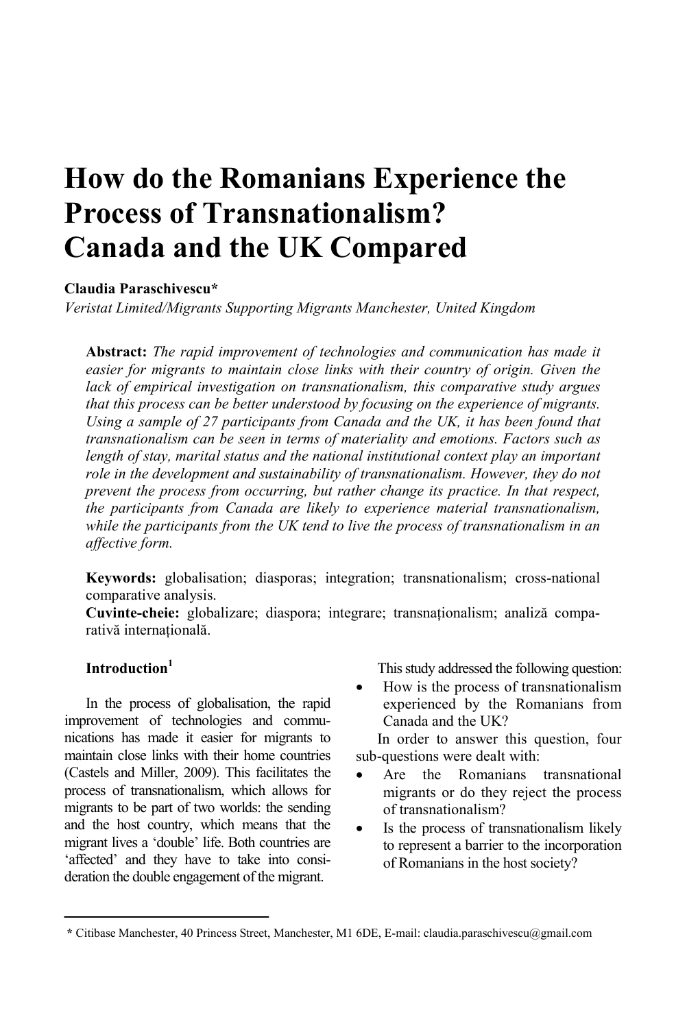# How do the Romanians Experience the Process of Transnationalism? Canada and the UK Compared

**Claudia Paraschivescu***

*Veristat Limited/Migrants Supporting Migrants Manchester, United Kingdom*

**Abstract:** *The rapid improvement of technologies and communication has made it easier for migrants to maintain close links with their country of origin. Given the lack of empirical investigation on transnationalism, this comparative study argues that this process can be better understood by focusing on the experience of migrants. Using a sample of 27 participants from Canada and the UK, it has been found that transnationalism can be seen in terms of materiality and emotions. Factors such as length of stay, marital status and the national institutional context play an important role in the development and sustainability of transnationalism. However, they do not prevent the process from occurring, but rather change its practice. In that respect, the participants from Canada are likely to experience material transnationalism, while the participants from the UK tend to live the process of transnationalism in an affective form.*

**Keywords:** globalisation; diasporas; integration; transnationalism; cross-national comparative analysis.

**Cuvinte-cheie:** globalizare; diaspora; integrare; transnaționalism; analiză comparativă internațională.

## Introduction[1]

In the process of globalisation, the rapid improvement of technologies and communications has made it easier for migrants to maintain close links with their home countries (Castels and Miller, 2009). This facilitates the process of transnationalism, which allows for migrants to be part of two worlds: the sending and the host country, which means that the migrant lives a 'double' life. Both countries are 'affected' and they have to take into consideration the double engagement of the migrant.

This study addressed the following question:

- How is the process of transnationalism experienced by the Romanians from Canada and the UK?

In order to answer this question, four sub-questions were dealt with:

- Are the Romanians transnational migrants or do they reject the process of transnationalism?
- Is the process of transnationalism likely to represent a barrier to the incorporation of Romanians in the host society?

---

\* Citibase Manchester, 40 Princess Street, Manchester, M1 6DE, E-mail: claudia.paraschivescu@gmail.com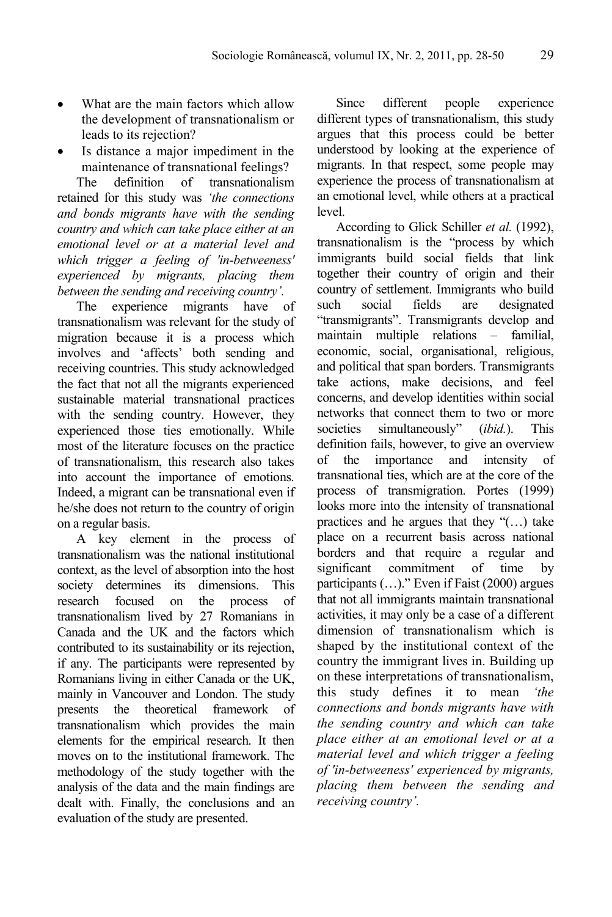- What are the main factors which allow the development of transnationalism or leads to its rejection?
- Is distance a major impediment in the maintenance of transnational feelings?

The definition of transnationalism retained for this study was *'the connections and bonds migrants have with the sending country and which can take place either at an emotional level or at a material level and which trigger a feeling of 'in-betweeness' experienced by migrants, placing them between the sending and receiving country'.*

The experience migrants have of transnationalism was relevant for the study of migration because it is a process which involves and 'affects' both sending and receiving countries. This study acknowledged the fact that not all the migrants experienced sustainable material transnational practices with the sending country. However, they experienced those ties emotionally. While most of the literature focuses on the practice of transnationalism, this research also takes into account the importance of emotions. Indeed, a migrant can be transnational even if he/she does not return to the country of origin on a regular basis.

A key element in the process of transnationalism was the national institutional context, as the level of absorption into the host society determines its dimensions. This research focused on the process of transnationalism lived by 27 Romanians in Canada and the UK and the factors which contributed to its sustainability or its rejection, if any. The participants were represented by Romanians living in either Canada or the UK, mainly in Vancouver and London. The study presents the theoretical framework of transnationalism which provides the main elements for the empirical research. It then moves on to the institutional framework. The methodology of the study together with the analysis of the data and the main findings are dealt with. Finally, the conclusions and an evaluation of the study are presented.

Since different people experience different types of transnationalism, this study argues that this process could be better understood by looking at the experience of migrants. In that respect, some people may experience the process of transnationalism at an emotional level, while others at a practical level.

According to Glick Schiller *et al.* (1992), transnationalism is the "process by which immigrants build social fields that link together their country of origin and their country of settlement. Immigrants who build such social fields are designated "transmigrants". Transmigrants develop and maintain multiple relations – familial, economic, social, organisational, religious, and political that span borders. Transmigrants take actions, make decisions, and feel concerns, and develop identities within social networks that connect them to two or more societies simultaneously" (*ibid.*). This definition fails, however, to give an overview of the importance and intensity of transnational ties, which are at the core of the process of transmigration. Portes (1999) looks more into the intensity of transnational practices and he argues that they "(…) take place on a recurrent basis across national borders and that require a regular and significant commitment of time by participants (…)." Even if Faist (2000) argues that not all immigrants maintain transnational activities, it may only be a case of a different dimension of transnationalism which is shaped by the institutional context of the country the immigrant lives in. Building up on these interpretations of transnationalism, this study defines it to mean *'the connections and bonds migrants have with the sending country and which can take place either at an emotional level or at a material level and which trigger a feeling of 'in-betweeness' experienced by migrants, placing them between the sending and receiving country'.*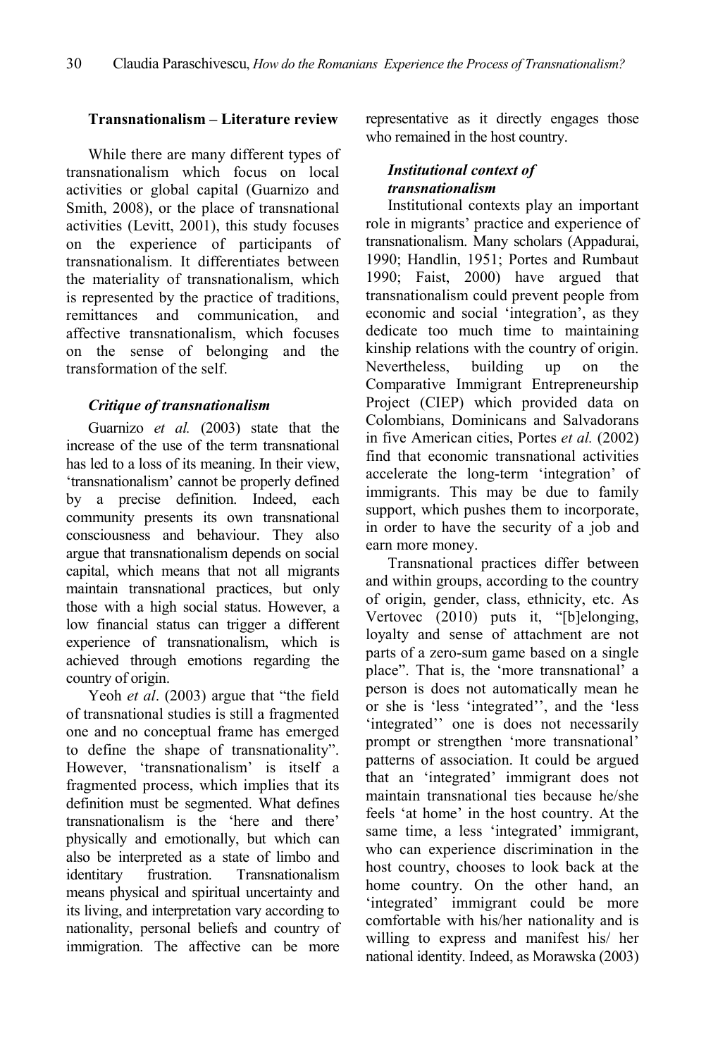## Transnationalism – Literature review

While there are many different types of transnationalism which focus on local activities or global capital (Guarnizo and Smith, 2008), or the place of transnational activities (Levitt, 2001), this study focuses on the experience of participants of transnationalism. It differentiates between the materiality of transnationalism, which is represented by the practice of traditions, remittances and communication, and affective transnationalism, which focuses on the sense of belonging and the transformation of the self.

### *Critique of transnationalism*

Guarnizo *et al.* (2003) state that the increase of the use of the term transnational has led to a loss of its meaning. In their view, 'transnationalism' cannot be properly defined by a precise definition. Indeed, each community presents its own transnational consciousness and behaviour. They also argue that transnationalism depends on social capital, which means that not all migrants maintain transnational practices, but only those with a high social status. However, a low financial status can trigger a different experience of transnationalism, which is achieved through emotions regarding the country of origin.

Yeoh *et al*. (2003) argue that "the field of transnational studies is still a fragmented one and no conceptual frame has emerged to define the shape of transnationality". However, 'transnationalism' is itself a fragmented process, which implies that its definition must be segmented. What defines transnationalism is the 'here and there' physically and emotionally, but which can also be interpreted as a state of limbo and identitary frustration. Transnationalism means physical and spiritual uncertainty and its living, and interpretation vary according to nationality, personal beliefs and country of immigration. The affective can be more representative as it directly engages those who remained in the host country.

### *Institutional context of transnationalism*

Institutional contexts play an important role in migrants' practice and experience of transnationalism. Many scholars (Appadurai, 1990; Handlin, 1951; Portes and Rumbaut 1990; Faist, 2000) have argued that transnationalism could prevent people from economic and social 'integration', as they dedicate too much time to maintaining kinship relations with the country of origin. Nevertheless, building up on the Comparative Immigrant Entrepreneurship Project (CIEP) which provided data on Colombians, Dominicans and Salvadorans in five American cities, Portes *et al.* (2002) find that economic transnational activities accelerate the long-term 'integration' of immigrants. This may be due to family support, which pushes them to incorporate, in order to have the security of a job and earn more money.

Transnational practices differ between and within groups, according to the country of origin, gender, class, ethnicity, etc. As Vertovec (2010) puts it, "[b]elonging, loyalty and sense of attachment are not parts of a zero-sum game based on a single place". That is, the 'more transnational' a person is does not automatically mean he or she is 'less integrated'', and the 'less 'integrated'' one is does not necessarily prompt or strengthen 'more transnational' patterns of association. It could be argued that an 'integrated' immigrant does not maintain transnational ties because he/she feels 'at home' in the host country. At the same time, a less 'integrated' immigrant, who can experience discrimination in the host country, chooses to look back at the home country. On the other hand, an 'integrated' immigrant could be more comfortable with his/her nationality and is willing to express and manifest his/ her national identity. Indeed, as Morawska (2003)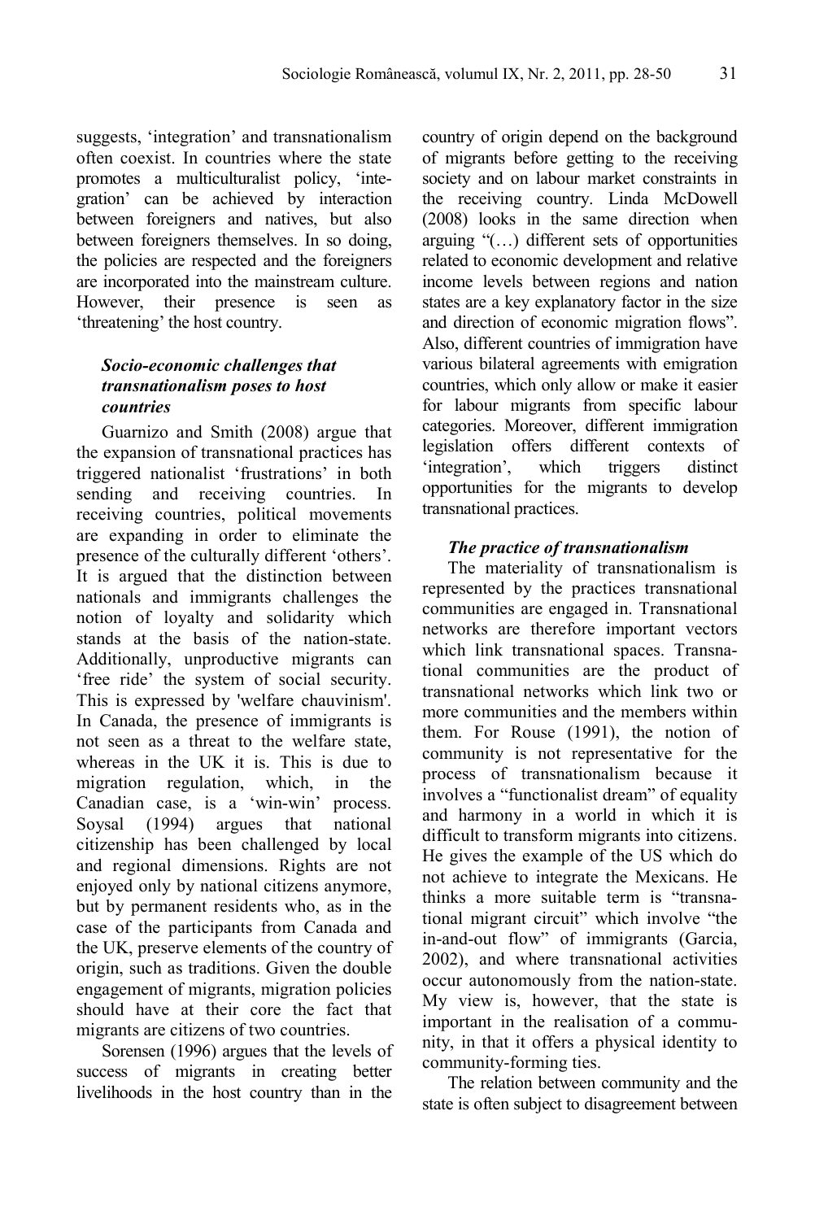suggests, 'integration' and transnationalism often coexist. In countries where the state promotes a multiculturalist policy, 'integration' can be achieved by interaction between foreigners and natives, but also between foreigners themselves. In so doing, the policies are respected and the foreigners are incorporated into the mainstream culture. However, their presence is seen as 'threatening' the host country.

### *Socio-economic challenges that transnationalism poses to host countries*

Guarnizo and Smith (2008) argue that the expansion of transnational practices has triggered nationalist 'frustrations' in both sending and receiving countries. In receiving countries, political movements are expanding in order to eliminate the presence of the culturally different 'others'. It is argued that the distinction between nationals and immigrants challenges the notion of loyalty and solidarity which stands at the basis of the nation-state. Additionally, unproductive migrants can 'free ride' the system of social security. This is expressed by 'welfare chauvinism'. In Canada, the presence of immigrants is not seen as a threat to the welfare state, whereas in the UK it is. This is due to migration regulation, which, in the Canadian case, is a 'win-win' process. Soysal (1994) argues that national citizenship has been challenged by local and regional dimensions. Rights are not enjoyed only by national citizens anymore, but by permanent residents who, as in the case of the participants from Canada and the UK, preserve elements of the country of origin, such as traditions. Given the double engagement of migrants, migration policies should have at their core the fact that migrants are citizens of two countries.

Sorensen (1996) argues that the levels of success of migrants in creating better livelihoods in the host country than in the country of origin depend on the background of migrants before getting to the receiving society and on labour market constraints in the receiving country. Linda McDowell (2008) looks in the same direction when arguing "(…) different sets of opportunities related to economic development and relative income levels between regions and nation states are a key explanatory factor in the size and direction of economic migration flows". Also, different countries of immigration have various bilateral agreements with emigration countries, which only allow or make it easier for labour migrants from specific labour categories. Moreover, different immigration legislation offers different contexts of 'integration', which triggers distinct opportunities for the migrants to develop transnational practices.

### *The practice of transnationalism*

The materiality of transnationalism is represented by the practices transnational communities are engaged in. Transnational networks are therefore important vectors which link transnational spaces. Transnational communities are the product of transnational networks which link two or more communities and the members within them. For Rouse (1991), the notion of community is not representative for the process of transnationalism because it involves a "functionalist dream" of equality and harmony in a world in which it is difficult to transform migrants into citizens. He gives the example of the US which do not achieve to integrate the Mexicans. He thinks a more suitable term is "transnational migrant circuit" which involve "the in-and-out flow" of immigrants (Garcia, 2002), and where transnational activities occur autonomously from the nation-state. My view is, however, that the state is important in the realisation of a community, in that it offers a physical identity to community-forming ties.

The relation between community and the state is often subject to disagreement between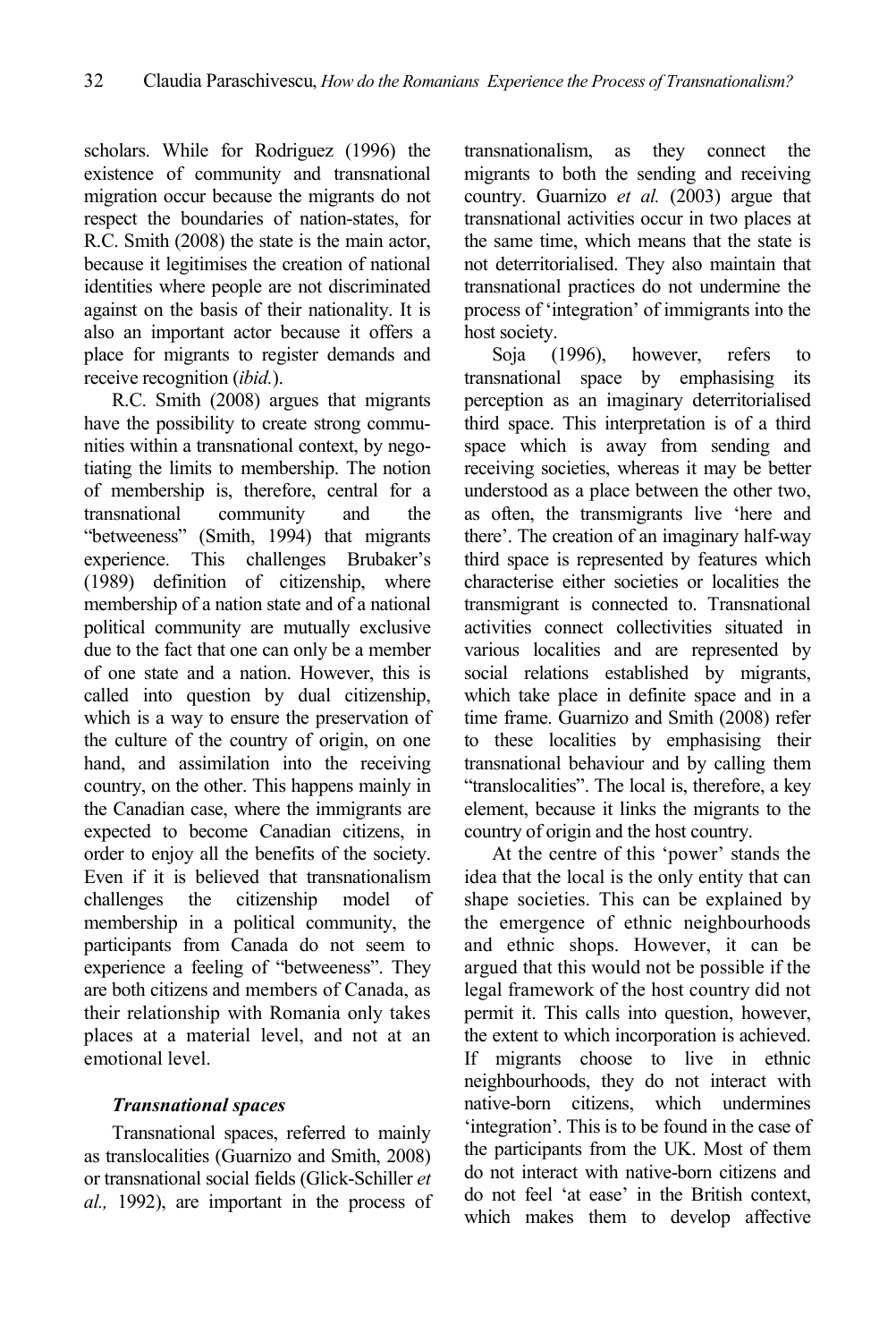scholars. While for Rodriguez (1996) the existence of community and transnational migration occur because the migrants do not respect the boundaries of nation-states, for R.C. Smith (2008) the state is the main actor, because it legitimises the creation of national identities where people are not discriminated against on the basis of their nationality. It is also an important actor because it offers a place for migrants to register demands and receive recognition (*ibid.*).

R.C. Smith (2008) argues that migrants have the possibility to create strong communities within a transnational context, by negotiating the limits to membership. The notion of membership is, therefore, central for a transnational community and the "betweeness" (Smith, 1994) that migrants experience. This challenges Brubaker's (1989) definition of citizenship, where membership of a nation state and of a national political community are mutually exclusive due to the fact that one can only be a member of one state and a nation. However, this is called into question by dual citizenship, which is a way to ensure the preservation of the culture of the country of origin, on one hand, and assimilation into the receiving country, on the other. This happens mainly in the Canadian case, where the immigrants are expected to become Canadian citizens, in order to enjoy all the benefits of the society. Even if it is believed that transnationalism challenges the citizenship model of membership in a political community, the participants from Canada do not seem to experience a feeling of "betweeness". They are both citizens and members of Canada, as their relationship with Romania only takes places at a material level, and not at an emotional level.

### *Transnational spaces*

Transnational spaces, referred to mainly as translocalities (Guarnizo and Smith, 2008) or transnational social fields (Glick-Schiller *et al.,* 1992), are important in the process of transnationalism, as they connect the migrants to both the sending and receiving country. Guarnizo *et al.* (2003) argue that transnational activities occur in two places at the same time, which means that the state is not deterritorialised. They also maintain that transnational practices do not undermine the process of 'integration' of immigrants into the host society.

Soja (1996), however, refers to transnational space by emphasising its perception as an imaginary deterritorialised third space. This interpretation is of a third space which is away from sending and receiving societies, whereas it may be better understood as a place between the other two, as often, the transmigrants live 'here and there'. The creation of an imaginary half-way third space is represented by features which characterise either societies or localities the transmigrant is connected to. Transnational activities connect collectivities situated in various localities and are represented by social relations established by migrants, which take place in definite space and in a time frame. Guarnizo and Smith (2008) refer to these localities by emphasising their transnational behaviour and by calling them "translocalities". The local is, therefore, a key element, because it links the migrants to the country of origin and the host country.

At the centre of this 'power' stands the idea that the local is the only entity that can shape societies. This can be explained by the emergence of ethnic neighbourhoods and ethnic shops. However, it can be argued that this would not be possible if the legal framework of the host country did not permit it. This calls into question, however, the extent to which incorporation is achieved. If migrants choose to live in ethnic neighbourhoods, they do not interact with native-born citizens, which undermines 'integration'. This is to be found in the case of the participants from the UK. Most of them do not interact with native-born citizens and do not feel 'at ease' in the British context, which makes them to develop affective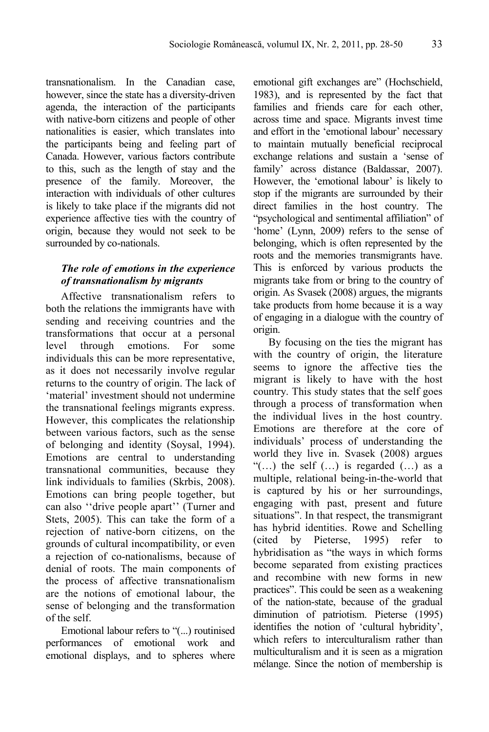transnationalism. In the Canadian case, however, since the state has a diversity-driven agenda, the interaction of the participants with native-born citizens and people of other nationalities is easier, which translates into the participants being and feeling part of Canada. However, various factors contribute to this, such as the length of stay and the presence of the family. Moreover, the interaction with individuals of other cultures is likely to take place if the migrants did not experience affective ties with the country of origin, because they would not seek to be surrounded by co-nationals.

### *The role of emotions in the experience of transnationalism by migrants*

Affective transnationalism refers to both the relations the immigrants have with sending and receiving countries and the transformations that occur at a personal level through emotions. For some individuals this can be more representative, as it does not necessarily involve regular returns to the country of origin. The lack of 'material' investment should not undermine the transnational feelings migrants express. However, this complicates the relationship between various factors, such as the sense of belonging and identity (Soysal, 1994). Emotions are central to understanding transnational communities, because they link individuals to families (Skrbis, 2008). Emotions can bring people together, but can also ''drive people apart'' (Turner and Stets, 2005). This can take the form of a rejection of native-born citizens, on the grounds of cultural incompatibility, or even a rejection of co-nationalisms, because of denial of roots. The main components of the process of affective transnationalism are the notions of emotional labour, the sense of belonging and the transformation of the self.

Emotional labour refers to "(...) routinised performances of emotional work and emotional displays, and to spheres where emotional gift exchanges are" (Hochschield, 1983), and is represented by the fact that families and friends care for each other, across time and space. Migrants invest time and effort in the 'emotional labour' necessary to maintain mutually beneficial reciprocal exchange relations and sustain a 'sense of family' across distance (Baldassar, 2007). However, the 'emotional labour' is likely to stop if the migrants are surrounded by their direct families in the host country. The "psychological and sentimental affiliation" of 'home' (Lynn, 2009) refers to the sense of belonging, which is often represented by the roots and the memories transmigrants have. This is enforced by various products the migrants take from or bring to the country of origin. As Svasek (2008) argues, the migrants take products from home because it is a way of engaging in a dialogue with the country of origin.

By focusing on the ties the migrant has with the country of origin, the literature seems to ignore the affective ties the migrant is likely to have with the host country. This study states that the self goes through a process of transformation when the individual lives in the host country. Emotions are therefore at the core of individuals' process of understanding the world they live in. Svasek (2008) argues "(…) the self (…) is regarded (…) as a multiple, relational being-in-the-world that is captured by his or her surroundings, engaging with past, present and future situations". In that respect, the transmigrant has hybrid identities. Rowe and Schelling (cited by Pieterse, 1995) refer to hybridisation as "the ways in which forms become separated from existing practices and recombine with new forms in new practices". This could be seen as a weakening of the nation-state, because of the gradual diminution of patriotism. Pieterse (1995) identifies the notion of 'cultural hybridity', which refers to interculturalism rather than multiculturalism and it is seen as a migration mélange. Since the notion of membership is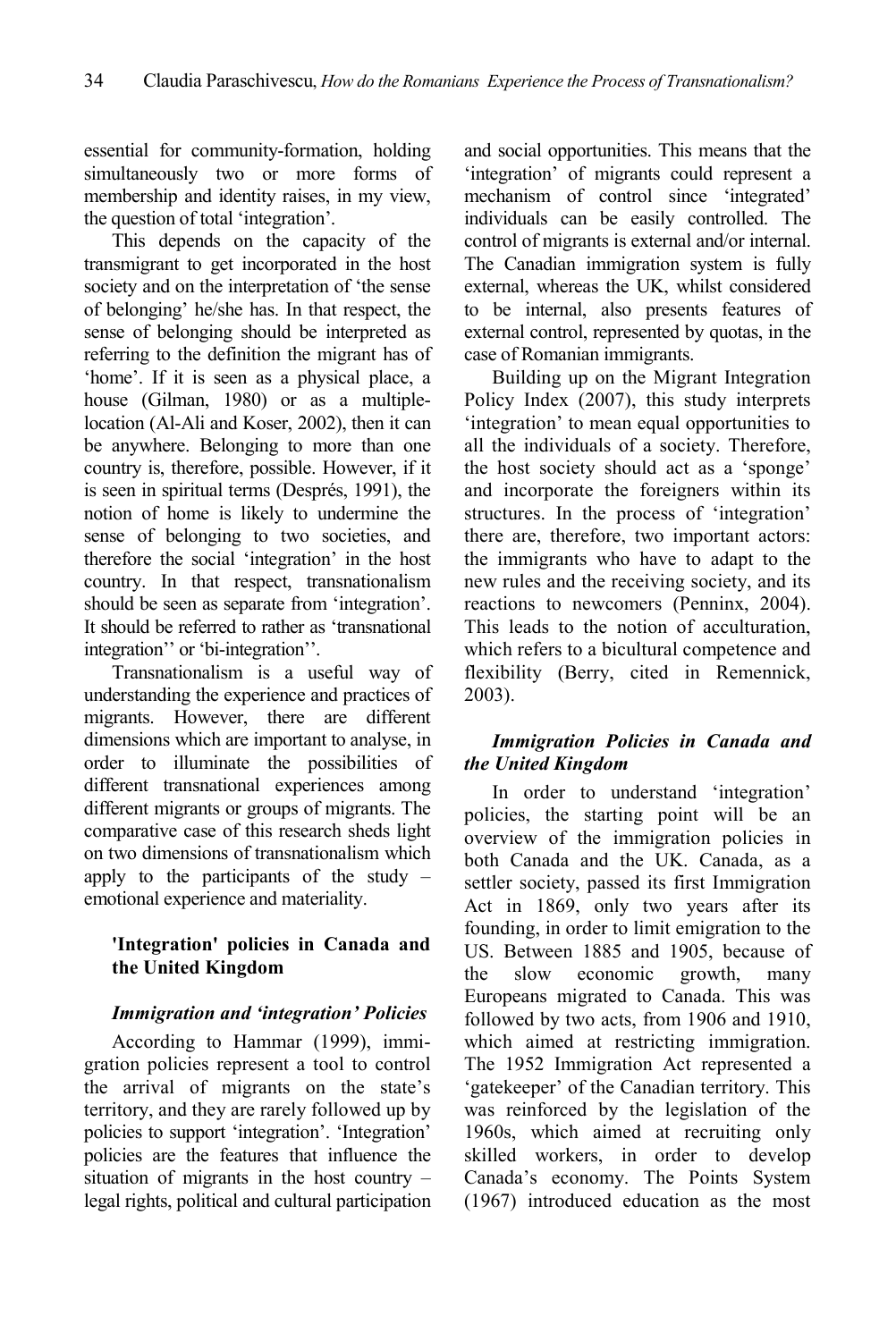essential for community-formation, holding simultaneously two or more forms of membership and identity raises, in my view, the question of total 'integration'.

This depends on the capacity of the transmigrant to get incorporated in the host society and on the interpretation of 'the sense of belonging' he/she has. In that respect, the sense of belonging should be interpreted as referring to the definition the migrant has of 'home'. If it is seen as a physical place, a house (Gilman, 1980) or as a multiple-location (Al-Ali and Koser, 2002), then it can be anywhere. Belonging to more than one country is, therefore, possible. However, if it is seen in spiritual terms (Després, 1991), the notion of home is likely to undermine the sense of belonging to two societies, and therefore the social 'integration' in the host country. In that respect, transnationalism should be seen as separate from 'integration'. It should be referred to rather as 'transnational integration'' or 'bi-integration''.

Transnationalism is a useful way of understanding the experience and practices of migrants. However, there are different dimensions which are important to analyse, in order to illuminate the possibilities of different transnational experiences among different migrants or groups of migrants. The comparative case of this research sheds light on two dimensions of transnationalism which apply to the participants of the study – emotional experience and materiality.

## 'Integration' policies in Canada and the United Kingdom

### *Immigration and 'integration' Policies*

According to Hammar (1999), immigration policies represent a tool to control the arrival of migrants on the state's territory, and they are rarely followed up by policies to support 'integration'. 'Integration' policies are the features that influence the situation of migrants in the host country – legal rights, political and cultural participation and social opportunities. This means that the 'integration' of migrants could represent a mechanism of control since 'integrated' individuals can be easily controlled. The control of migrants is external and/or internal. The Canadian immigration system is fully external, whereas the UK, whilst considered to be internal, also presents features of external control, represented by quotas, in the case of Romanian immigrants.

Building up on the Migrant Integration Policy Index (2007), this study interprets 'integration' to mean equal opportunities to all the individuals of a society. Therefore, the host society should act as a 'sponge' and incorporate the foreigners within its structures. In the process of 'integration' there are, therefore, two important actors: the immigrants who have to adapt to the new rules and the receiving society, and its reactions to newcomers (Penninx, 2004). This leads to the notion of acculturation, which refers to a bicultural competence and flexibility (Berry, cited in Remennick, 2003).

### *Immigration Policies in Canada and the United Kingdom*

In order to understand 'integration' policies, the starting point will be an overview of the immigration policies in both Canada and the UK. Canada, as a settler society, passed its first Immigration Act in 1869, only two years after its founding, in order to limit emigration to the US. Between 1885 and 1905, because of the slow economic growth, many Europeans migrated to Canada. This was followed by two acts, from 1906 and 1910, which aimed at restricting immigration. The 1952 Immigration Act represented a 'gatekeeper' of the Canadian territory. This was reinforced by the legislation of the 1960s, which aimed at recruiting only skilled workers, in order to develop Canada's economy. The Points System (1967) introduced education as the most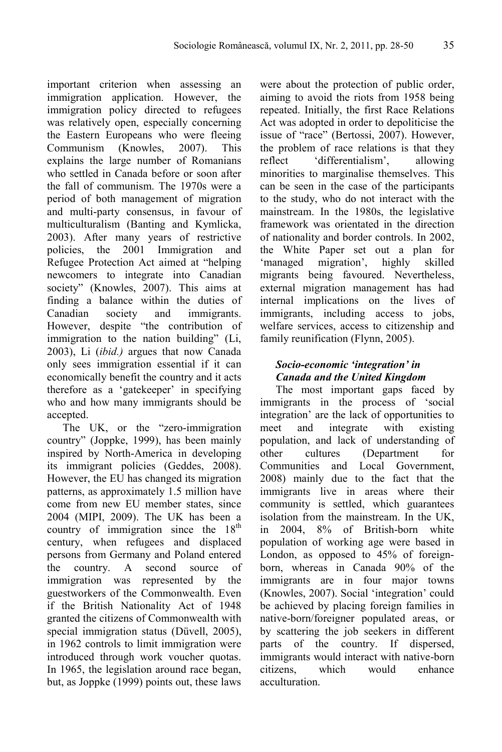important criterion when assessing an immigration application. However, the immigration policy directed to refugees was relatively open, especially concerning the Eastern Europeans who were fleeing Communism (Knowles, 2007). This explains the large number of Romanians who settled in Canada before or soon after the fall of communism. The 1970s were a period of both management of migration and multi-party consensus, in favour of multiculturalism (Banting and Kymlicka, 2003). After many years of restrictive policies, the 2001 Immigration and Refugee Protection Act aimed at "helping newcomers to integrate into Canadian society" (Knowles, 2007). This aims at finding a balance within the duties of Canadian society and immigrants. However, despite "the contribution of immigration to the nation building" (Li, 2003), Li (*ibid.)* argues that now Canada only sees immigration essential if it can economically benefit the country and it acts therefore as a 'gatekeeper' in specifying who and how many immigrants should be accepted.

The UK, or the "zero-immigration country" (Joppke, 1999), has been mainly inspired by North-America in developing its immigrant policies (Geddes, 2008). However, the EU has changed its migration patterns, as approximately 1.5 million have come from new EU member states, since 2004 (MIPI, 2009). The UK has been a country of immigration since the 18th century, when refugees and displaced persons from Germany and Poland entered the country. A second source of immigration was represented by the guestworkers of the Commonwealth. Even if the British Nationality Act of 1948 granted the citizens of Commonwealth with special immigration status (Düvell, 2005), in 1962 controls to limit immigration were introduced through work voucher quotas. In 1965, the legislation around race began, but, as Joppke (1999) points out, these laws were about the protection of public order, aiming to avoid the riots from 1958 being repeated. Initially, the first Race Relations Act was adopted in order to depoliticise the issue of "race" (Bertossi, 2007). However, the problem of race relations is that they reflect 'differentialism', allowing minorities to marginalise themselves. This can be seen in the case of the participants to the study, who do not interact with the mainstream. In the 1980s, the legislative framework was orientated in the direction of nationality and border controls. In 2002, the White Paper set out a plan for 'managed migration', highly skilled migrants being favoured. Nevertheless, external migration management has had internal implications on the lives of immigrants, including access to jobs, welfare services, access to citizenship and family reunification (Flynn, 2005).

### *Socio-economic 'integration' in Canada and the United Kingdom*

The most important gaps faced by immigrants in the process of 'social integration' are the lack of opportunities to meet and integrate with existing population, and lack of understanding of other cultures (Department for Communities and Local Government, 2008) mainly due to the fact that the immigrants live in areas where their community is settled, which guarantees isolation from the mainstream. In the UK, in 2004, 8% of British-born white population of working age were based in London, as opposed to 45% of foreign-born, whereas in Canada 90% of the immigrants are in four major towns (Knowles, 2007). Social 'integration' could be achieved by placing foreign families in native-born/foreigner populated areas, or by scattering the job seekers in different parts of the country. If dispersed, immigrants would interact with native-born citizens, which would enhance acculturation.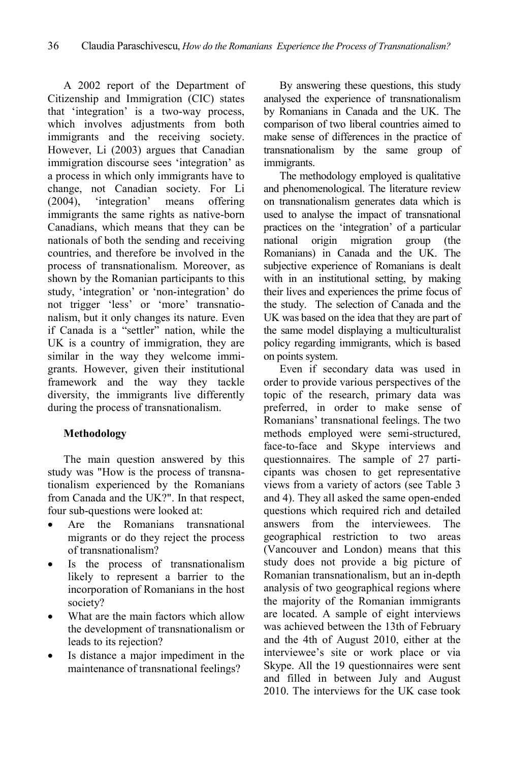A 2002 report of the Department of Citizenship and Immigration (CIC) states that 'integration' is a two-way process, which involves adjustments from both immigrants and the receiving society. However, Li (2003) argues that Canadian immigration discourse sees 'integration' as a process in which only immigrants have to change, not Canadian society. For Li (2004), 'integration' means offering immigrants the same rights as native-born Canadians, which means that they can be nationals of both the sending and receiving countries, and therefore be involved in the process of transnationalism. Moreover, as shown by the Romanian participants to this study, 'integration' or 'non-integration' do not trigger 'less' or 'more' transnationalism, but it only changes its nature. Even if Canada is a "settler" nation, while the UK is a country of immigration, they are similar in the way they welcome immigrants. However, given their institutional framework and the way they tackle diversity, the immigrants live differently during the process of transnationalism.

**Methodology**

The main question answered by this study was "How is the process of transnationalism experienced by the Romanians from Canada and the UK?". In that respect, four sub-questions were looked at:

- Are the Romanians transnational migrants or do they reject the process of transnationalism?
- Is the process of transnationalism likely to represent a barrier to the incorporation of Romanians in the host society?
- What are the main factors which allow the development of transnationalism or leads to its rejection?
- Is distance a major impediment in the maintenance of transnational feelings?

By answering these questions, this study analysed the experience of transnationalism by Romanians in Canada and the UK. The comparison of two liberal countries aimed to make sense of differences in the practice of transnationalism by the same group of immigrants.

The methodology employed is qualitative and phenomenological. The literature review on transnationalism generates data which is used to analyse the impact of transnational practices on the 'integration' of a particular national origin migration group (the Romanians) in Canada and the UK. The subjective experience of Romanians is dealt with in an institutional setting, by making their lives and experiences the prime focus of the study. The selection of Canada and the UK was based on the idea that they are part of the same model displaying a multiculturalist policy regarding immigrants, which is based on points system.

Even if secondary data was used in order to provide various perspectives of the topic of the research, primary data was preferred, in order to make sense of Romanians' transnational feelings. The two methods employed were semi-structured, face-to-face and Skype interviews and questionnaires. The sample of 27 participants was chosen to get representative views from a variety of actors (see Table 3 and 4). They all asked the same open-ended questions which required rich and detailed answers from the interviewees. The geographical restriction to two areas (Vancouver and London) means that this study does not provide a big picture of Romanian transnationalism, but an in-depth analysis of two geographical regions where the majority of the Romanian immigrants are located. A sample of eight interviews was achieved between the 13th of February and the 4th of August 2010, either at the interviewee's site or work place or via Skype. All the 19 questionnaires were sent and filled in between July and August 2010. The interviews for the UK case took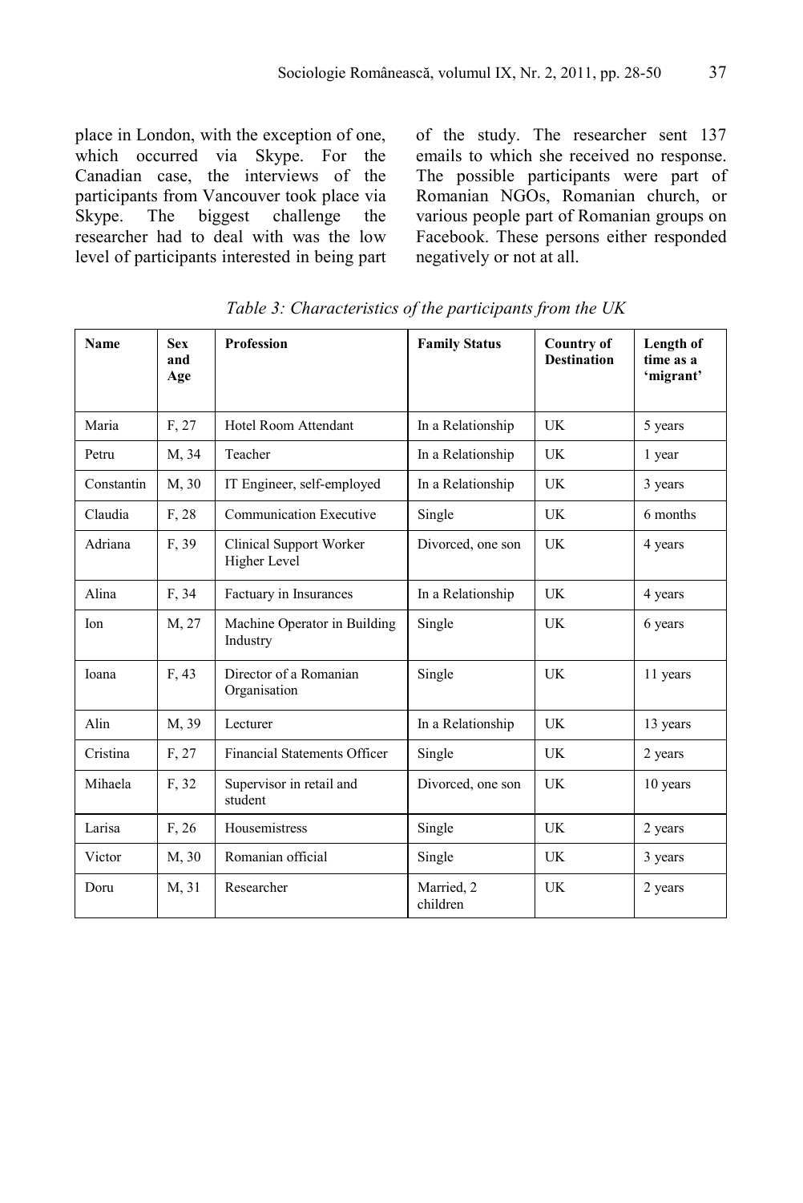place in London, with the exception of one, which occurred via Skype. For the Canadian case, the interviews of the participants from Vancouver took place via Skype. The biggest challenge the researcher had to deal with was the low level of participants interested in being part of the study. The researcher sent 137 emails to which she received no response. The possible participants were part of Romanian NGOs, Romanian church, or various people part of Romanian groups on Facebook. These persons either responded negatively or not at all.

*Table 3: Characteristics of the participants from the UK*

| Name | Sex and Age | Profession | Family Status | Country of Destination | Length of time as a 'migrant' |
|---|---|---|---|---|---|
| Maria | F, 27 | Hotel Room Attendant | In a Relationship | UK | 5 years |
| Petru | M, 34 | Teacher | In a Relationship | UK | 1 year |
| Constantin | M, 30 | IT Engineer, self-employed | In a Relationship | UK | 3 years |
| Claudia | F, 28 | Communication Executive | Single | UK | 6 months |
| Adriana | F, 39 | Clinical Support Worker Higher Level | Divorced, one son | UK | 4 years |
| Alina | F, 34 | Factuary in Insurances | In a Relationship | UK | 4 years |
| Ion | M, 27 | Machine Operator in Building Industry | Single | UK | 6 years |
| Ioana | F, 43 | Director of a Romanian Organisation | Single | UK | 11 years |
| Alin | M, 39 | Lecturer | In a Relationship | UK | 13 years |
| Cristina | F, 27 | Financial Statements Officer | Single | UK | 2 years |
| Mihaela | F, 32 | Supervisor in retail and student | Divorced, one son | UK | 10 years |
| Larisa | F, 26 | Housemistress | Single | UK | 2 years |
| Victor | M, 30 | Romanian official | Single | UK | 3 years |
| Doru | M, 31 | Researcher | Married, 2 children | UK | 2 years |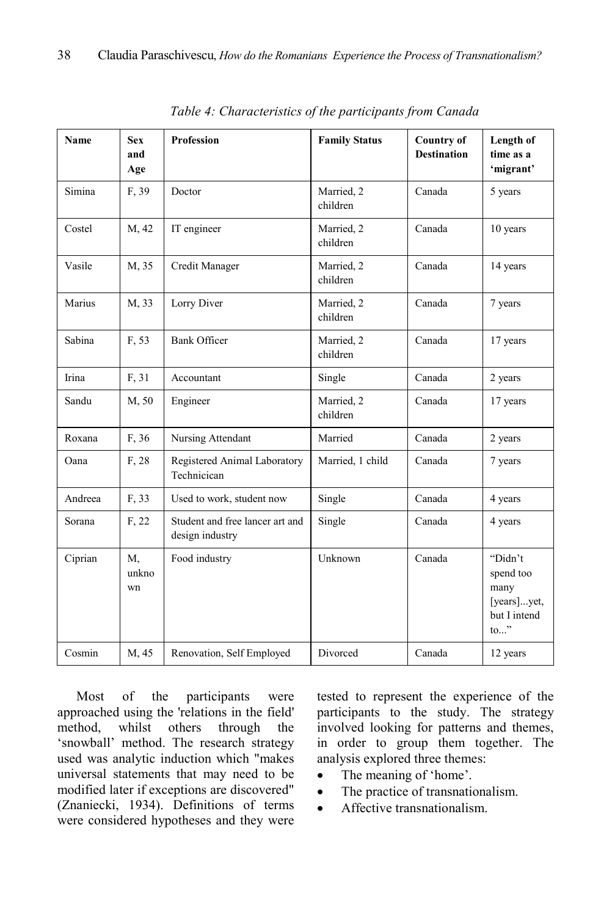*Table 4: Characteristics of the participants from Canada*

| Name | Sex and Age | Profession | Family Status | Country of Destination | Length of time as a 'migrant' |
|---|---|---|---|---|---|
| Simina | F, 39 | Doctor | Married, 2 children | Canada | 5 years |
| Costel | M, 42 | IT engineer | Married, 2 children | Canada | 10 years |
| Vasile | M, 35 | Credit Manager | Married, 2 children | Canada | 14 years |
| Marius | M, 33 | Lorry Diver | Married, 2 children | Canada | 7 years |
| Sabina | F, 53 | Bank Officer | Married, 2 children | Canada | 17 years |
| Irina | F, 31 | Accountant | Single | Canada | 2 years |
| Sandu | M, 50 | Engineer | Married, 2 children | Canada | 17 years |
| Roxana | F, 36 | Nursing Attendant | Married | Canada | 2 years |
| Oana | F, 28 | Registered Animal Laboratory Technicican | Married, 1 child | Canada | 7 years |
| Andreea | F, 33 | Used to work, student now | Single | Canada | 4 years |
| Sorana | F, 22 | Student and free lancer art and design industry | Single | Canada | 4 years |
| Ciprian | M, unknown | Food industry | Unknown | Canada | "Didn't spend too many [years]...yet, but I intend to..." |
| Cosmin | M, 45 | Renovation, Self Employed | Divorced | Canada | 12 years |

Most of the participants were approached using the 'relations in the field' method, whilst others through the 'snowball' method. The research strategy used was analytic induction which "makes universal statements that may need to be modified later if exceptions are discovered" (Znaniecki, 1934). Definitions of terms were considered hypotheses and they were tested to represent the experience of the participants to the study. The strategy involved looking for patterns and themes, in order to group them together. The analysis explored three themes:

- The meaning of 'home'.
- The practice of transnationalism.
- Affective transnationalism.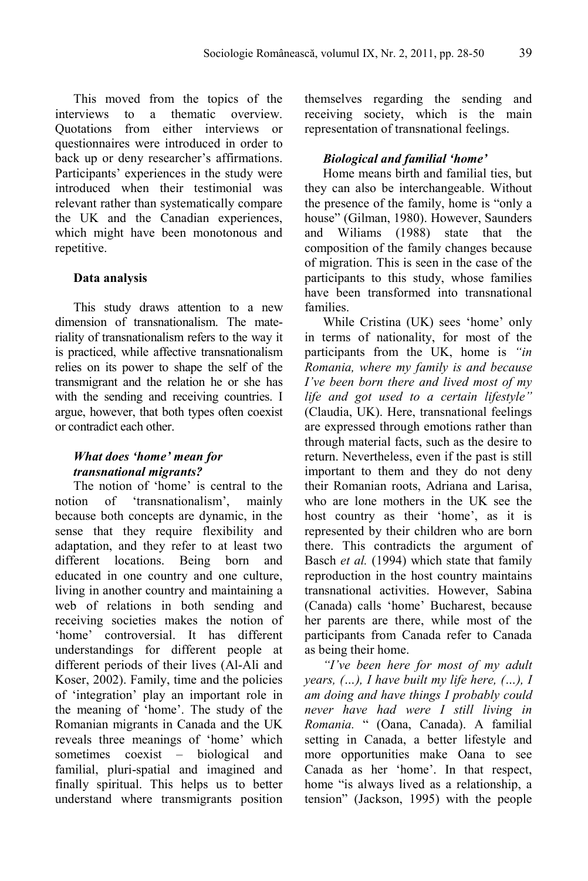This moved from the topics of the interviews to a thematic overview. Quotations from either interviews or questionnaires were introduced in order to back up or deny researcher's affirmations. Participants' experiences in the study were introduced when their testimonial was relevant rather than systematically compare the UK and the Canadian experiences, which might have been monotonous and repetitive.

### Data analysis

This study draws attention to a new dimension of transnationalism. The materiality of transnationalism refers to the way it is practiced, while affective transnationalism relies on its power to shape the self of the transmigrant and the relation he or she has with the sending and receiving countries. I argue, however, that both types often coexist or contradict each other.

### *What does 'home' mean for transnational migrants?*

The notion of 'home' is central to the notion of 'transnationalism', mainly because both concepts are dynamic, in the sense that they require flexibility and adaptation, and they refer to at least two different locations. Being born and educated in one country and one culture, living in another country and maintaining a web of relations in both sending and receiving societies makes the notion of 'home' controversial. It has different understandings for different people at different periods of their lives (Al-Ali and Koser, 2002). Family, time and the policies of 'integration' play an important role in the meaning of 'home'. The study of the Romanian migrants in Canada and the UK reveals three meanings of 'home' which sometimes coexist – biological and familial, pluri-spatial and imagined and finally spiritual. This helps us to better understand where transmigrants position themselves regarding the sending and receiving society, which is the main representation of transnational feelings.

### *Biological and familial 'home'*

Home means birth and familial ties, but they can also be interchangeable. Without the presence of the family, home is "only a house" (Gilman, 1980). However, Saunders and Wiliams (1988) state that the composition of the family changes because of migration. This is seen in the case of the participants to this study, whose families have been transformed into transnational families.

While Cristina (UK) sees 'home' only in terms of nationality, for most of the participants from the UK, home is *"in Romania, where my family is and because I've been born there and lived most of my life and got used to a certain lifestyle"* (Claudia, UK). Here, transnational feelings are expressed through emotions rather than through material facts, such as the desire to return. Nevertheless, even if the past is still important to them and they do not deny their Romanian roots, Adriana and Larisa, who are lone mothers in the UK see the host country as their 'home', as it is represented by their children who are born there. This contradicts the argument of Basch *et al.* (1994) which state that family reproduction in the host country maintains transnational activities. However, Sabina (Canada) calls 'home' Bucharest, because her parents are there, while most of the participants from Canada refer to Canada as being their home.

*"I've been here for most of my adult years, (…), I have built my life here, (…), I am doing and have things I probably could never have had were I still living in Romania.* " (Oana, Canada). A familial setting in Canada, a better lifestyle and more opportunities make Oana to see Canada as her 'home'. In that respect, home "is always lived as a relationship, a tension" (Jackson, 1995) with the people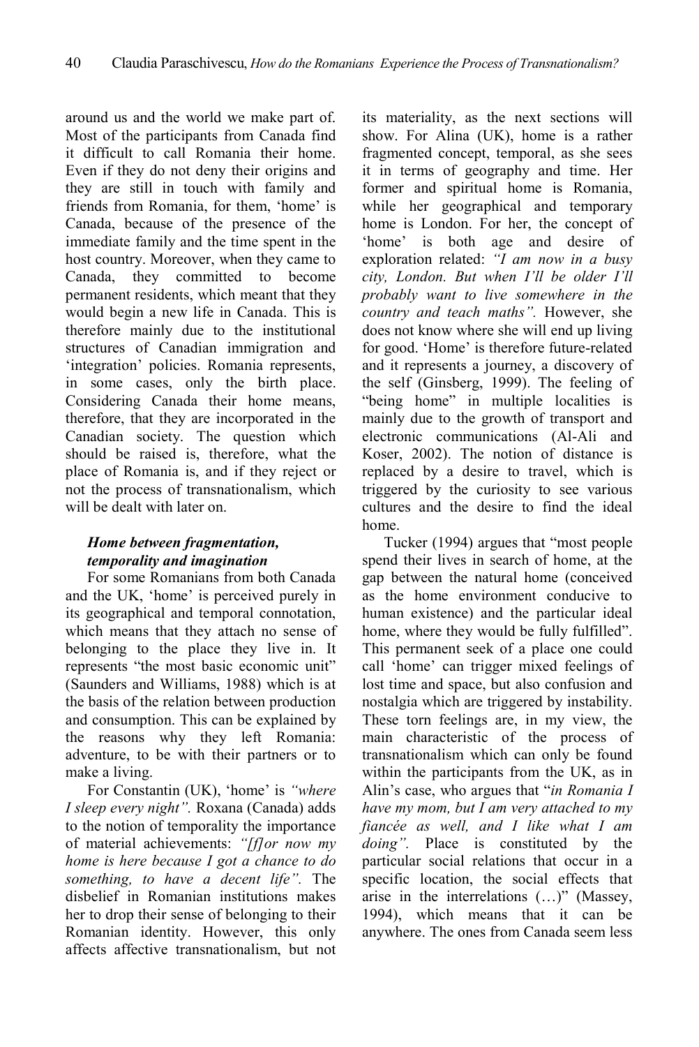around us and the world we make part of. Most of the participants from Canada find it difficult to call Romania their home. Even if they do not deny their origins and they are still in touch with family and friends from Romania, for them, 'home' is Canada, because of the presence of the immediate family and the time spent in the host country. Moreover, when they came to Canada, they committed to become permanent residents, which meant that they would begin a new life in Canada. This is therefore mainly due to the institutional structures of Canadian immigration and 'integration' policies. Romania represents, in some cases, only the birth place. Considering Canada their home means, therefore, that they are incorporated in the Canadian society. The question which should be raised is, therefore, what the place of Romania is, and if they reject or not the process of transnationalism, which will be dealt with later on.

### *Home between fragmentation, temporality and imagination*

For some Romanians from both Canada and the UK, 'home' is perceived purely in its geographical and temporal connotation, which means that they attach no sense of belonging to the place they live in. It represents "the most basic economic unit" (Saunders and Williams, 1988) which is at the basis of the relation between production and consumption. This can be explained by the reasons why they left Romania: adventure, to be with their partners or to make a living.

For Constantin (UK), 'home' is *"where I sleep every night".* Roxana (Canada) adds to the notion of temporality the importance of material achievements: *"[f]or now my home is here because I got a chance to do something, to have a decent life".* The disbelief in Romanian institutions makes her to drop their sense of belonging to their Romanian identity. However, this only affects affective transnationalism, but not its materiality, as the next sections will show. For Alina (UK), home is a rather fragmented concept, temporal, as she sees it in terms of geography and time. Her former and spiritual home is Romania, while her geographical and temporary home is London. For her, the concept of 'home' is both age and desire of exploration related: *"I am now in a busy city, London. But when I'll be older I'll probably want to live somewhere in the country and teach maths".* However, she does not know where she will end up living for good. 'Home' is therefore future-related and it represents a journey, a discovery of the self (Ginsberg, 1999). The feeling of "being home" in multiple localities is mainly due to the growth of transport and electronic communications (Al-Ali and Koser, 2002). The notion of distance is replaced by a desire to travel, which is triggered by the curiosity to see various cultures and the desire to find the ideal home.

Tucker (1994) argues that "most people spend their lives in search of home, at the gap between the natural home (conceived as the home environment conducive to human existence) and the particular ideal home, where they would be fully fulfilled". This permanent seek of a place one could call 'home' can trigger mixed feelings of lost time and space, but also confusion and nostalgia which are triggered by instability. These torn feelings are, in my view, the main characteristic of the process of transnationalism which can only be found within the participants from the UK, as in Alin's case, who argues that "*in Romania I have my mom, but I am very attached to my fiancée as well, and I like what I am doing".* Place is constituted by the particular social relations that occur in a specific location, the social effects that arise in the interrelations (…)" (Massey, 1994), which means that it can be anywhere. The ones from Canada seem less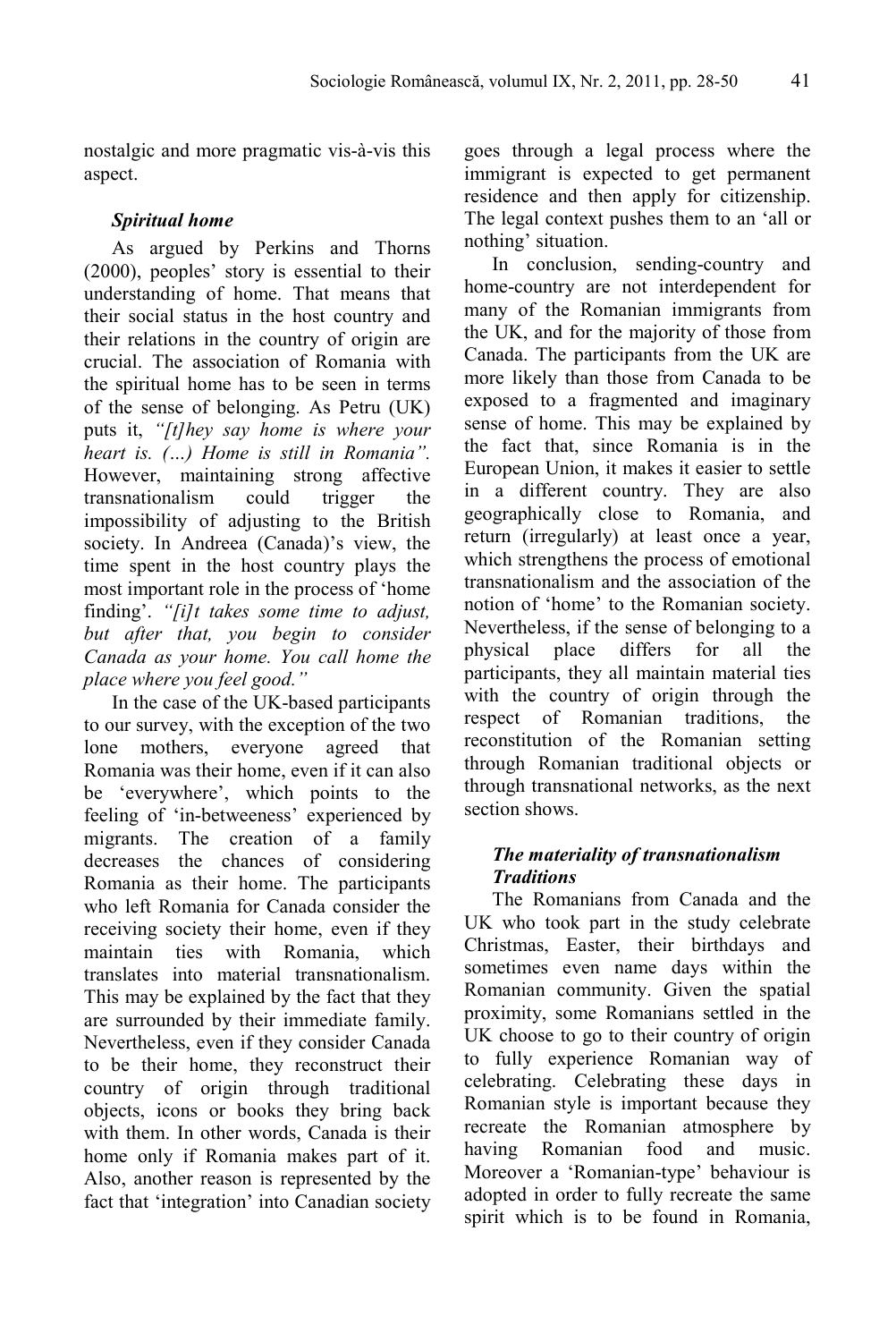nostalgic and more pragmatic vis-à-vis this aspect.

### *Spiritual home*

As argued by Perkins and Thorns (2000), peoples' story is essential to their understanding of home. That means that their social status in the host country and their relations in the country of origin are crucial. The association of Romania with the spiritual home has to be seen in terms of the sense of belonging. As Petru (UK) puts it, *"[t]hey say home is where your heart is. (…) Home is still in Romania".* However, maintaining strong affective transnationalism could trigger the impossibility of adjusting to the British society. In Andreea (Canada)'s view, the time spent in the host country plays the most important role in the process of 'home finding'. *"[i]t takes some time to adjust, but after that, you begin to consider Canada as your home. You call home the place where you feel good."*

In the case of the UK-based participants to our survey, with the exception of the two lone mothers, everyone agreed that Romania was their home, even if it can also be 'everywhere', which points to the feeling of 'in-betweeness' experienced by migrants. The creation of a family decreases the chances of considering Romania as their home. The participants who left Romania for Canada consider the receiving society their home, even if they maintain ties with Romania, which translates into material transnationalism. This may be explained by the fact that they are surrounded by their immediate family. Nevertheless, even if they consider Canada to be their home, they reconstruct their country of origin through traditional objects, icons or books they bring back with them. In other words, Canada is their home only if Romania makes part of it. Also, another reason is represented by the fact that 'integration' into Canadian society goes through a legal process where the immigrant is expected to get permanent residence and then apply for citizenship. The legal context pushes them to an 'all or nothing' situation.

In conclusion, sending-country and home-country are not interdependent for many of the Romanian immigrants from the UK, and for the majority of those from Canada. The participants from the UK are more likely than those from Canada to be exposed to a fragmented and imaginary sense of home. This may be explained by the fact that, since Romania is in the European Union, it makes it easier to settle in a different country. They are also geographically close to Romania, and return (irregularly) at least once a year, which strengthens the process of emotional transnationalism and the association of the notion of 'home' to the Romanian society. Nevertheless, if the sense of belonging to a physical place differs for all the participants, they all maintain material ties with the country of origin through the respect of Romanian traditions, the reconstitution of the Romanian setting through Romanian traditional objects or through transnational networks, as the next section shows.

### *The materiality of transnationalism*

#### *Traditions*

The Romanians from Canada and the UK who took part in the study celebrate Christmas, Easter, their birthdays and sometimes even name days within the Romanian community. Given the spatial proximity, some Romanians settled in the UK choose to go to their country of origin to fully experience Romanian way of celebrating. Celebrating these days in Romanian style is important because they recreate the Romanian atmosphere by having Romanian food and music. Moreover a 'Romanian-type' behaviour is adopted in order to fully recreate the same spirit which is to be found in Romania,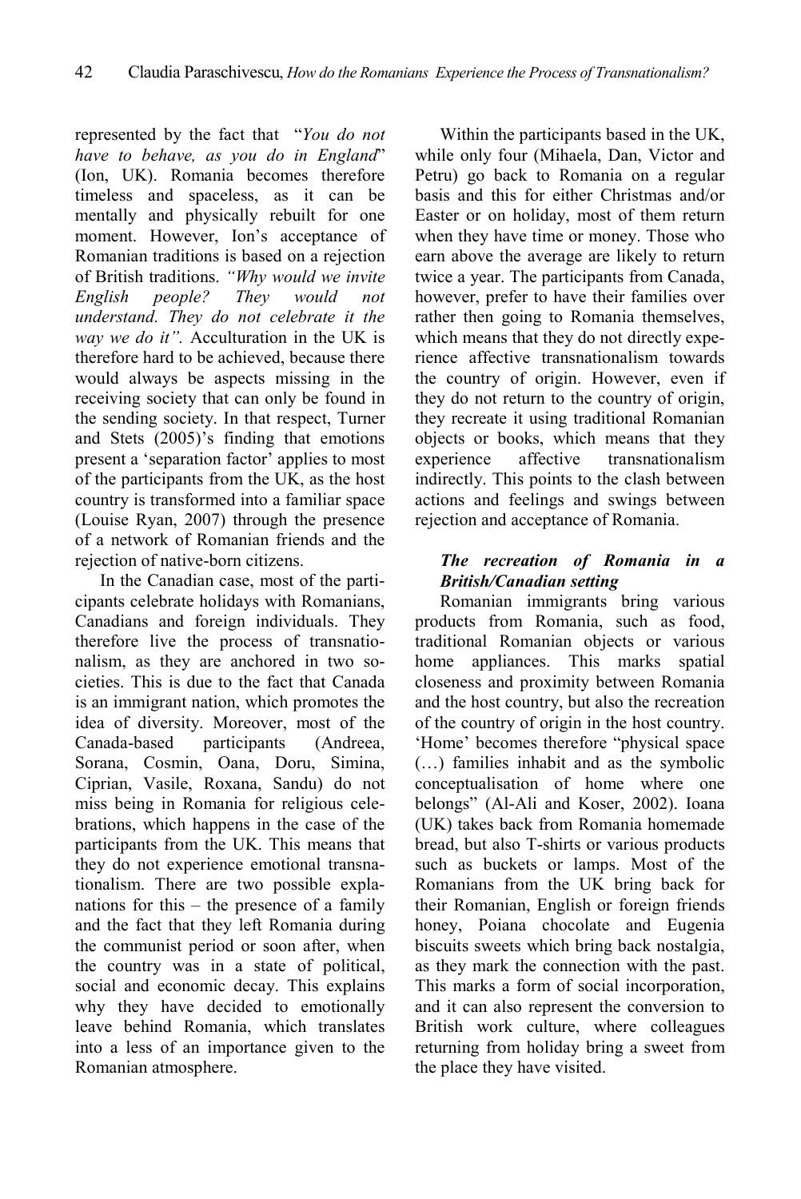represented by the fact that "*You do not have to behave, as you do in England*" (Ion, UK). Romania becomes therefore timeless and spaceless, as it can be mentally and physically rebuilt for one moment. However, Ion's acceptance of Romanian traditions is based on a rejection of British traditions. *"Why would we invite English people? They would not understand. They do not celebrate it the way we do it".* Acculturation in the UK is therefore hard to be achieved, because there would always be aspects missing in the receiving society that can only be found in the sending society. In that respect, Turner and Stets (2005)'s finding that emotions present a 'separation factor' applies to most of the participants from the UK, as the host country is transformed into a familiar space (Louise Ryan, 2007) through the presence of a network of Romanian friends and the rejection of native-born citizens.

In the Canadian case, most of the participants celebrate holidays with Romanians, Canadians and foreign individuals. They therefore live the process of transnationalism, as they are anchored in two societies. This is due to the fact that Canada is an immigrant nation, which promotes the idea of diversity. Moreover, most of the Canada-based participants (Andreea, Sorana, Cosmin, Oana, Doru, Simina, Ciprian, Vasile, Roxana, Sandu) do not miss being in Romania for religious celebrations, which happens in the case of the participants from the UK. This means that they do not experience emotional transnationalism. There are two possible explanations for this – the presence of a family and the fact that they left Romania during the communist period or soon after, when the country was in a state of political, social and economic decay. This explains why they have decided to emotionally leave behind Romania, which translates into a less of an importance given to the Romanian atmosphere.

Within the participants based in the UK, while only four (Mihaela, Dan, Victor and Petru) go back to Romania on a regular basis and this for either Christmas and/or Easter or on holiday, most of them return when they have time or money. Those who earn above the average are likely to return twice a year. The participants from Canada, however, prefer to have their families over rather then going to Romania themselves, which means that they do not directly experience affective transnationalism towards the country of origin. However, even if they do not return to the country of origin, they recreate it using traditional Romanian objects or books, which means that they experience affective transnationalism indirectly. This points to the clash between actions and feelings and swings between rejection and acceptance of Romania.

### *The recreation of Romania in a British/Canadian setting*

Romanian immigrants bring various products from Romania, such as food, traditional Romanian objects or various home appliances. This marks spatial closeness and proximity between Romania and the host country, but also the recreation of the country of origin in the host country. 'Home' becomes therefore "physical space (…) families inhabit and as the symbolic conceptualisation of home where one belongs" (Al-Ali and Koser, 2002). Ioana (UK) takes back from Romania homemade bread, but also T-shirts or various products such as buckets or lamps. Most of the Romanians from the UK bring back for their Romanian, English or foreign friends honey, Poiana chocolate and Eugenia biscuits sweets which bring back nostalgia, as they mark the connection with the past. This marks a form of social incorporation, and it can also represent the conversion to British work culture, where colleagues returning from holiday bring a sweet from the place they have visited.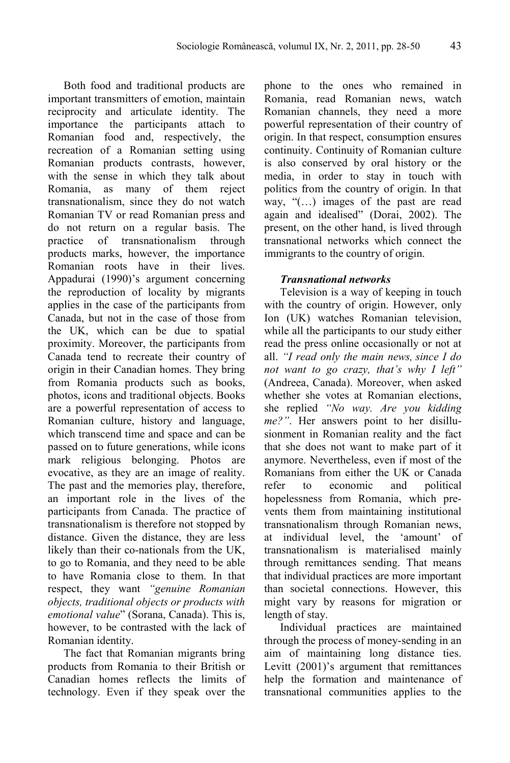Both food and traditional products are important transmitters of emotion, maintain reciprocity and articulate identity. The importance the participants attach to Romanian food and, respectively, the recreation of a Romanian setting using Romanian products contrasts, however, with the sense in which they talk about Romania, as many of them reject transnationalism, since they do not watch Romanian TV or read Romanian press and do not return on a regular basis. The practice of transnationalism through products marks, however, the importance Romanian roots have in their lives. Appadurai (1990)'s argument concerning the reproduction of locality by migrants applies in the case of the participants from Canada, but not in the case of those from the UK, which can be due to spatial proximity. Moreover, the participants from Canada tend to recreate their country of origin in their Canadian homes. They bring from Romania products such as books, photos, icons and traditional objects. Books are a powerful representation of access to Romanian culture, history and language, which transcend time and space and can be passed on to future generations, while icons mark religious belonging. Photos are evocative, as they are an image of reality. The past and the memories play, therefore, an important role in the lives of the participants from Canada. The practice of transnationalism is therefore not stopped by distance. Given the distance, they are less likely than their co-nationals from the UK, to go to Romania, and they need to be able to have Romania close to them. In that respect, they want *"genuine Romanian objects, traditional objects or products with emotional value*" (Sorana, Canada). This is, however, to be contrasted with the lack of Romanian identity.

The fact that Romanian migrants bring products from Romania to their British or Canadian homes reflects the limits of technology. Even if they speak over the phone to the ones who remained in Romania, read Romanian news, watch Romanian channels, they need a more powerful representation of their country of origin. In that respect, consumption ensures continuity. Continuity of Romanian culture is also conserved by oral history or the media, in order to stay in touch with politics from the country of origin. In that way, "(…) images of the past are read again and idealised" (Dorai, 2002). The present, on the other hand, is lived through transnational networks which connect the immigrants to the country of origin.

### *Transnational networks*

Television is a way of keeping in touch with the country of origin. However, only Ion (UK) watches Romanian television, while all the participants to our study either read the press online occasionally or not at all. *"I read only the main news, since I do not want to go crazy, that's why I left"* (Andreea, Canada). Moreover, when asked whether she votes at Romanian elections, she replied *"No way. Are you kidding me?"*. Her answers point to her disillusionment in Romanian reality and the fact that she does not want to make part of it anymore. Nevertheless, even if most of the Romanians from either the UK or Canada refer to economic and political hopelessness from Romania, which prevents them from maintaining institutional transnationalism through Romanian news, at individual level, the 'amount' of transnationalism is materialised mainly through remittances sending. That means that individual practices are more important than societal connections. However, this might vary by reasons for migration or length of stay.

Individual practices are maintained through the process of money-sending in an aim of maintaining long distance ties. Levitt (2001)'s argument that remittances help the formation and maintenance of transnational communities applies to the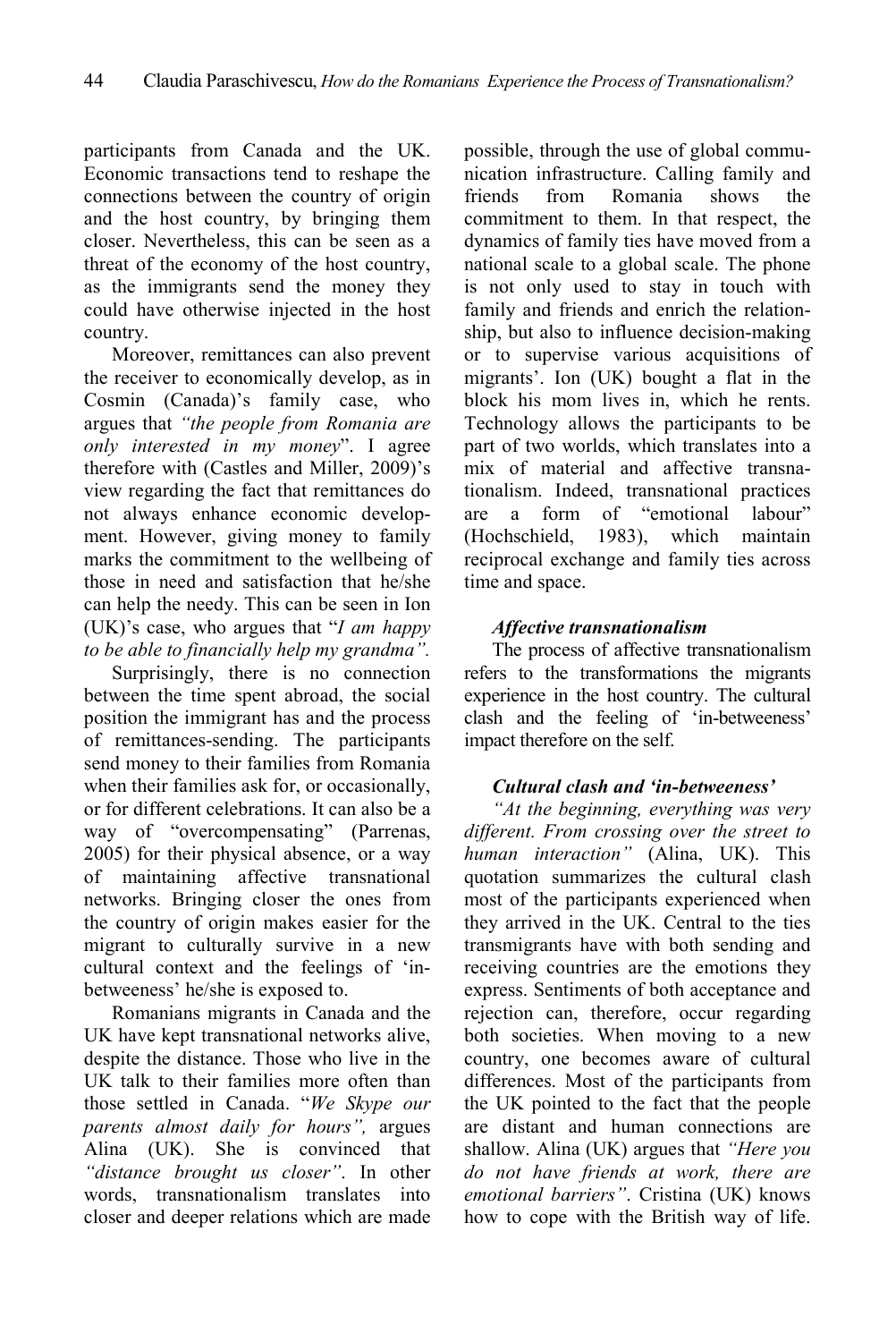participants from Canada and the UK. Economic transactions tend to reshape the connections between the country of origin and the host country, by bringing them closer. Nevertheless, this can be seen as a threat of the economy of the host country, as the immigrants send the money they could have otherwise injected in the host country.

Moreover, remittances can also prevent the receiver to economically develop, as in Cosmin (Canada)'s family case, who argues that *"the people from Romania are only interested in my money*". I agree therefore with (Castles and Miller, 2009)'s view regarding the fact that remittances do not always enhance economic development. However, giving money to family marks the commitment to the wellbeing of those in need and satisfaction that he/she can help the needy. This can be seen in Ion (UK)'s case, who argues that "*I am happy to be able to financially help my grandma".*

Surprisingly, there is no connection between the time spent abroad, the social position the immigrant has and the process of remittances-sending. The participants send money to their families from Romania when their families ask for, or occasionally, or for different celebrations. It can also be a way of "overcompensating" (Parrenas, 2005) for their physical absence, or a way of maintaining affective transnational networks. Bringing closer the ones from the country of origin makes easier for the migrant to culturally survive in a new cultural context and the feelings of 'in-betweeness' he/she is exposed to.

Romanians migrants in Canada and the UK have kept transnational networks alive, despite the distance. Those who live in the UK talk to their families more often than those settled in Canada. "*We Skype our parents almost daily for hours",* argues Alina (UK). She is convinced that *"distance brought us closer"*. In other words, transnationalism translates into closer and deeper relations which are made possible, through the use of global communication infrastructure. Calling family and friends from Romania shows the commitment to them. In that respect, the dynamics of family ties have moved from a national scale to a global scale. The phone is not only used to stay in touch with family and friends and enrich the relationship, but also to influence decision-making or to supervise various acquisitions of migrants'. Ion (UK) bought a flat in the block his mom lives in, which he rents. Technology allows the participants to be part of two worlds, which translates into a mix of material and affective transnationalism. Indeed, transnational practices are a form of "emotional labour" (Hochschield, 1983), which maintain reciprocal exchange and family ties across time and space.

### *Affective transnationalism*

The process of affective transnationalism refers to the transformations the migrants experience in the host country. The cultural clash and the feeling of 'in-betweeness' impact therefore on the self.

### *Cultural clash and 'in-betweeness'*

*"At the beginning, everything was very different. From crossing over the street to human interaction"* (Alina, UK). This quotation summarizes the cultural clash most of the participants experienced when they arrived in the UK. Central to the ties transmigrants have with both sending and receiving countries are the emotions they express. Sentiments of both acceptance and rejection can, therefore, occur regarding both societies. When moving to a new country, one becomes aware of cultural differences. Most of the participants from the UK pointed to the fact that the people are distant and human connections are shallow. Alina (UK) argues that *"Here you do not have friends at work, there are emotional barriers"*. Cristina (UK) knows how to cope with the British way of life.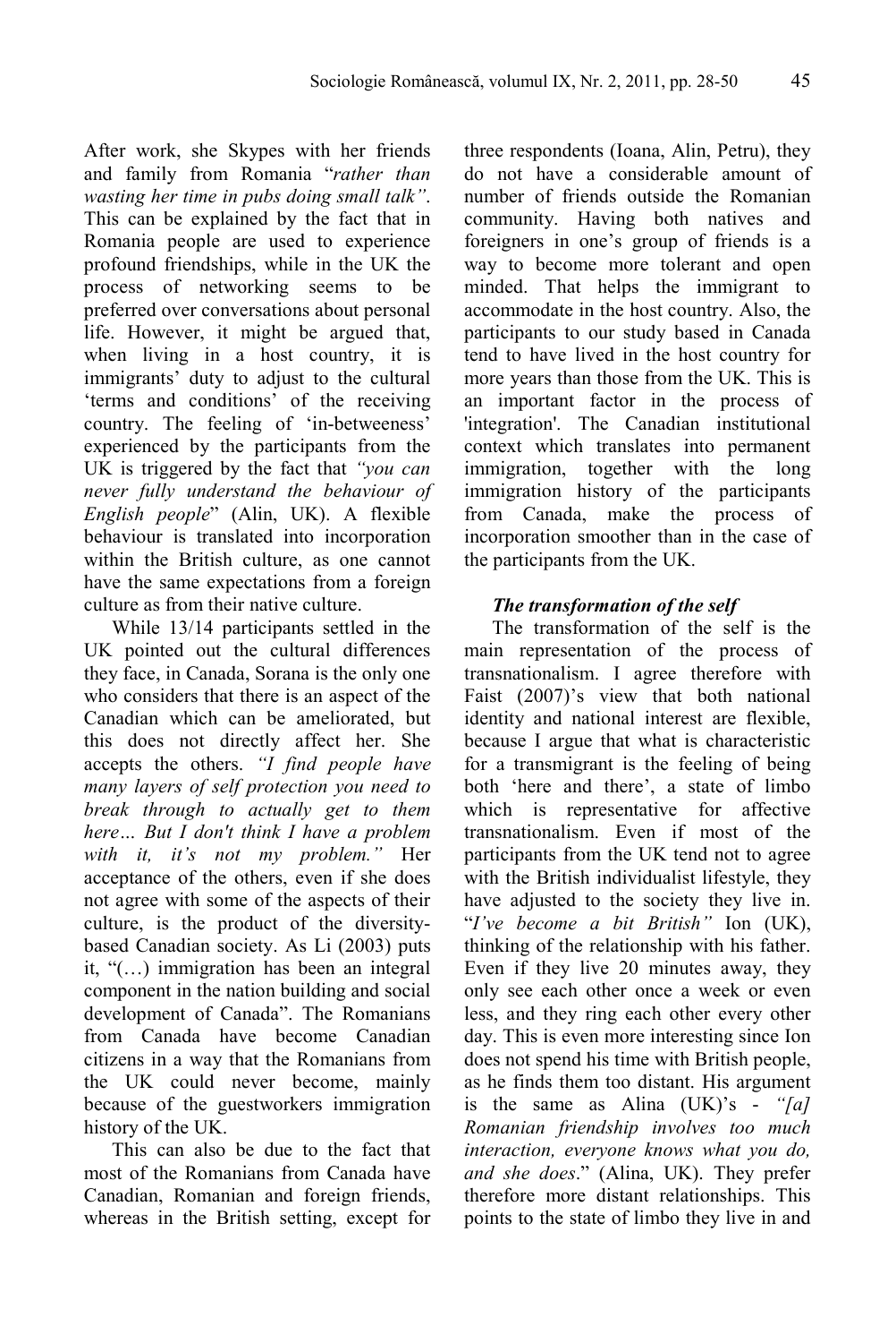After work, she Skypes with her friends and family from Romania "*rather than wasting her time in pubs doing small talk"*. This can be explained by the fact that in Romania people are used to experience profound friendships, while in the UK the process of networking seems to be preferred over conversations about personal life. However, it might be argued that, when living in a host country, it is immigrants' duty to adjust to the cultural 'terms and conditions' of the receiving country. The feeling of 'in-betweeness' experienced by the participants from the UK is triggered by the fact that *"you can never fully understand the behaviour of English people*" (Alin, UK). A flexible behaviour is translated into incorporation within the British culture, as one cannot have the same expectations from a foreign culture as from their native culture.

While 13/14 participants settled in the UK pointed out the cultural differences they face, in Canada, Sorana is the only one who considers that there is an aspect of the Canadian which can be ameliorated, but this does not directly affect her. She accepts the others. *"I find people have many layers of self protection you need to break through to actually get to them here… But I don't think I have a problem with it, it's not my problem."* Her acceptance of the others, even if she does not agree with some of the aspects of their culture, is the product of the diversity-based Canadian society. As Li (2003) puts it, "(…) immigration has been an integral component in the nation building and social development of Canada". The Romanians from Canada have become Canadian citizens in a way that the Romanians from the UK could never become, mainly because of the guestworkers immigration history of the UK.

This can also be due to the fact that most of the Romanians from Canada have Canadian, Romanian and foreign friends, whereas in the British setting, except for three respondents (Ioana, Alin, Petru), they do not have a considerable amount of number of friends outside the Romanian community. Having both natives and foreigners in one's group of friends is a way to become more tolerant and open minded. That helps the immigrant to accommodate in the host country. Also, the participants to our study based in Canada tend to have lived in the host country for more years than those from the UK. This is an important factor in the process of 'integration'. The Canadian institutional context which translates into permanent immigration, together with the long immigration history of the participants from Canada, make the process of incorporation smoother than in the case of the participants from the UK.

***The transformation of the self***

The transformation of the self is the main representation of the process of transnationalism. I agree therefore with Faist (2007)'s view that both national identity and national interest are flexible, because I argue that what is characteristic for a transmigrant is the feeling of being both 'here and there', a state of limbo which is representative for affective transnationalism. Even if most of the participants from the UK tend not to agree with the British individualist lifestyle, they have adjusted to the society they live in. "*I've become a bit British"* Ion (UK), thinking of the relationship with his father. Even if they live 20 minutes away, they only see each other once a week or even less, and they ring each other every other day. This is even more interesting since Ion does not spend his time with British people, as he finds them too distant. His argument is the same as Alina (UK)'s - *"[a] Romanian friendship involves too much interaction, everyone knows what you do, and she does*." (Alina, UK). They prefer therefore more distant relationships. This points to the state of limbo they live in and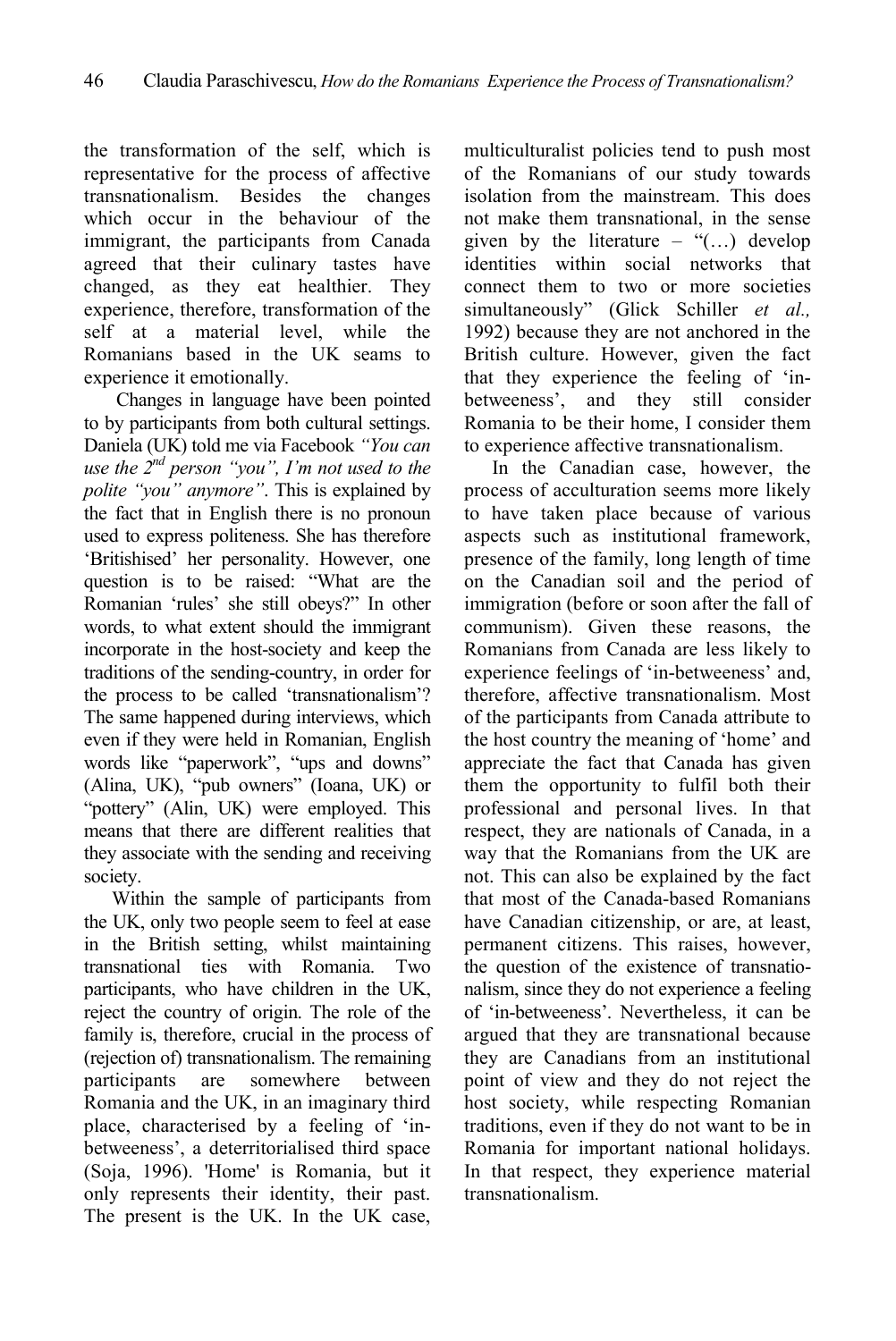the transformation of the self, which is representative for the process of affective transnationalism. Besides the changes which occur in the behaviour of the immigrant, the participants from Canada agreed that their culinary tastes have changed, as they eat healthier. They experience, therefore, transformation of the self at a material level, while the Romanians based in the UK seams to experience it emotionally.

Changes in language have been pointed to by participants from both cultural settings. Daniela (UK) told me via Facebook *"You can use the 2nd person "you", I'm not used to the polite "you" anymore"*. This is explained by the fact that in English there is no pronoun used to express politeness. She has therefore 'Britishised' her personality. However, one question is to be raised: "What are the Romanian 'rules' she still obeys?" In other words, to what extent should the immigrant incorporate in the host-society and keep the traditions of the sending-country, in order for the process to be called 'transnationalism'? The same happened during interviews, which even if they were held in Romanian, English words like "paperwork", "ups and downs" (Alina, UK), "pub owners" (Ioana, UK) or "pottery" (Alin, UK) were employed. This means that there are different realities that they associate with the sending and receiving society.

Within the sample of participants from the UK, only two people seem to feel at ease in the British setting, whilst maintaining transnational ties with Romania. Two participants, who have children in the UK, reject the country of origin. The role of the family is, therefore, crucial in the process of (rejection of) transnationalism. The remaining participants are somewhere between Romania and the UK, in an imaginary third place, characterised by a feeling of 'in-betweeness', a deterritorialised third space (Soja, 1996). 'Home' is Romania, but it only represents their identity, their past. The present is the UK. In the UK case, multiculturalist policies tend to push most of the Romanians of our study towards isolation from the mainstream. This does not make them transnational, in the sense given by the literature – "(…) develop identities within social networks that connect them to two or more societies simultaneously" (Glick Schiller *et al.,* 1992) because they are not anchored in the British culture. However, given the fact that they experience the feeling of 'in-betweeness', and they still consider Romania to be their home, I consider them to experience affective transnationalism.

In the Canadian case, however, the process of acculturation seems more likely to have taken place because of various aspects such as institutional framework, presence of the family, long length of time on the Canadian soil and the period of immigration (before or soon after the fall of communism). Given these reasons, the Romanians from Canada are less likely to experience feelings of 'in-betweeness' and, therefore, affective transnationalism. Most of the participants from Canada attribute to the host country the meaning of 'home' and appreciate the fact that Canada has given them the opportunity to fulfil both their professional and personal lives. In that respect, they are nationals of Canada, in a way that the Romanians from the UK are not. This can also be explained by the fact that most of the Canada-based Romanians have Canadian citizenship, or are, at least, permanent citizens. This raises, however, the question of the existence of transnationalism, since they do not experience a feeling of 'in-betweeness'. Nevertheless, it can be argued that they are transnational because they are Canadians from an institutional point of view and they do not reject the host society, while respecting Romanian traditions, even if they do not want to be in Romania for important national holidays. In that respect, they experience material transnationalism.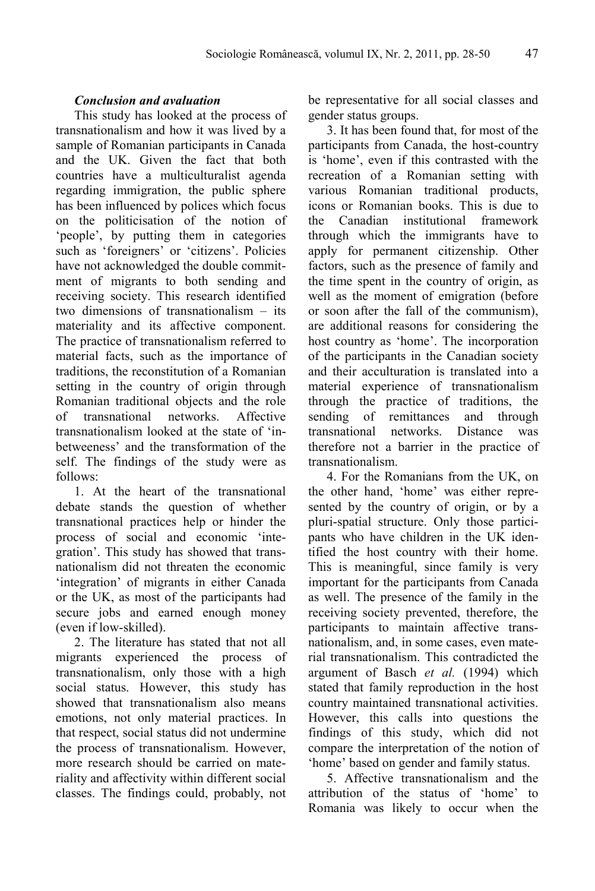### *Conclusion and avaluation*

This study has looked at the process of transnationalism and how it was lived by a sample of Romanian participants in Canada and the UK. Given the fact that both countries have a multiculturalist agenda regarding immigration, the public sphere has been influenced by polices which focus on the politicisation of the notion of 'people', by putting them in categories such as 'foreigners' or 'citizens'. Policies have not acknowledged the double commitment of migrants to both sending and receiving society. This research identified two dimensions of transnationalism – its materiality and its affective component. The practice of transnationalism referred to material facts, such as the importance of traditions, the reconstitution of a Romanian setting in the country of origin through Romanian traditional objects and the role of transnational networks. Affective transnationalism looked at the state of 'in-betweeness' and the transformation of the self. The findings of the study were as follows:

1. At the heart of the transnational debate stands the question of whether transnational practices help or hinder the process of social and economic 'integration'. This study has showed that transnationalism did not threaten the economic 'integration' of migrants in either Canada or the UK, as most of the participants had secure jobs and earned enough money (even if low-skilled).

2. The literature has stated that not all migrants experienced the process of transnationalism, only those with a high social status. However, this study has showed that transnationalism also means emotions, not only material practices. In that respect, social status did not undermine the process of transnationalism. However, more research should be carried on materiality and affectivity within different social classes. The findings could, probably, not be representative for all social classes and gender status groups.

3. It has been found that, for most of the participants from Canada, the host-country is 'home', even if this contrasted with the recreation of a Romanian setting with various Romanian traditional products, icons or Romanian books. This is due to the Canadian institutional framework through which the immigrants have to apply for permanent citizenship. Other factors, such as the presence of family and the time spent in the country of origin, as well as the moment of emigration (before or soon after the fall of the communism), are additional reasons for considering the host country as 'home'. The incorporation of the participants in the Canadian society and their acculturation is translated into a material experience of transnationalism through the practice of traditions, the sending of remittances and through transnational networks. Distance was therefore not a barrier in the practice of transnationalism.

4. For the Romanians from the UK, on the other hand, 'home' was either represented by the country of origin, or by a pluri-spatial structure. Only those participants who have children in the UK identified the host country with their home. This is meaningful, since family is very important for the participants from Canada as well. The presence of the family in the receiving society prevented, therefore, the participants to maintain affective transnationalism, and, in some cases, even material transnationalism. This contradicted the argument of Basch *et al.* (1994) which stated that family reproduction in the host country maintained transnational activities. However, this calls into questions the findings of this study, which did not compare the interpretation of the notion of 'home' based on gender and family status.

5. Affective transnationalism and the attribution of the status of 'home' to Romania was likely to occur when the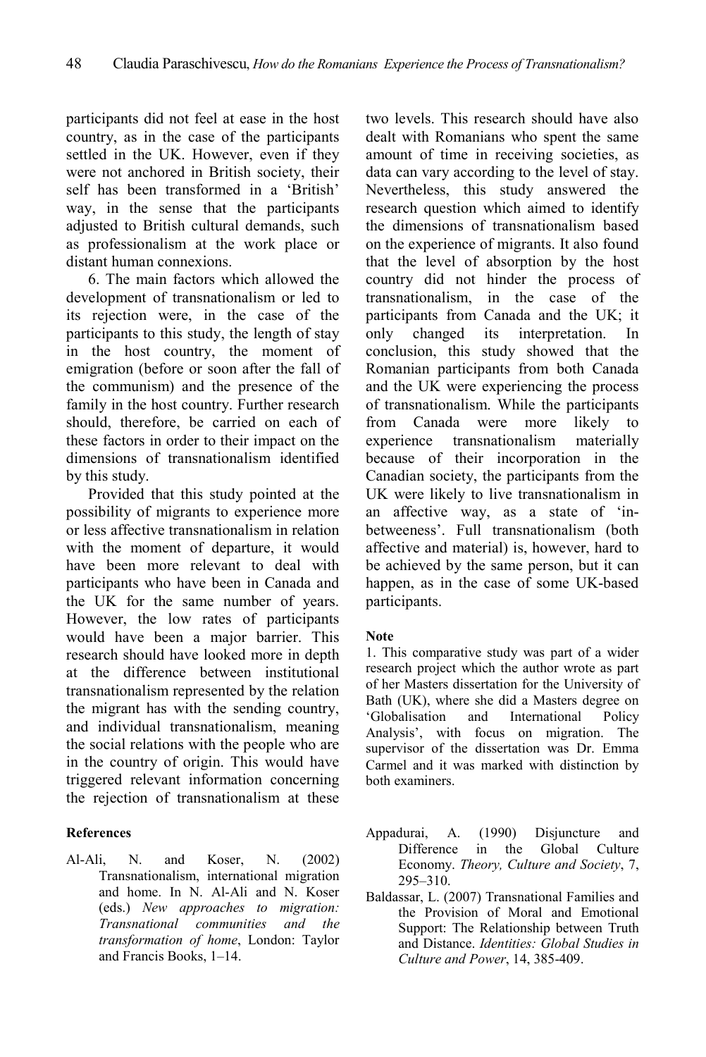participants did not feel at ease in the host country, as in the case of the participants settled in the UK. However, even if they were not anchored in British society, their self has been transformed in a 'British' way, in the sense that the participants adjusted to British cultural demands, such as professionalism at the work place or distant human connexions.

6. The main factors which allowed the development of transnationalism or led to its rejection were, in the case of the participants to this study, the length of stay in the host country, the moment of emigration (before or soon after the fall of the communism) and the presence of the family in the host country. Further research should, therefore, be carried on each of these factors in order to their impact on the dimensions of transnationalism identified by this study.

Provided that this study pointed at the possibility of migrants to experience more or less affective transnationalism in relation with the moment of departure, it would have been more relevant to deal with participants who have been in Canada and the UK for the same number of years. However, the low rates of participants would have been a major barrier. This research should have looked more in depth at the difference between institutional transnationalism represented by the relation the migrant has with the sending country, and individual transnationalism, meaning the social relations with the people who are in the country of origin. This would have triggered relevant information concerning the rejection of transnationalism at these two levels. This research should have also dealt with Romanians who spent the same amount of time in receiving societies, as data can vary according to the level of stay. Nevertheless, this study answered the research question which aimed to identify the dimensions of transnationalism based on the experience of migrants. It also found that the level of absorption by the host country did not hinder the process of transnationalism, in the case of the participants from Canada and the UK; it only changed its interpretation. In conclusion, this study showed that the Romanian participants from both Canada and the UK were experiencing the process of transnationalism. While the participants from Canada were more likely to experience transnationalism materially because of their incorporation in the Canadian society, the participants from the UK were likely to live transnationalism in an affective way, as a state of 'in-betweeness'. Full transnationalism (both affective and material) is, however, hard to be achieved by the same person, but it can happen, as in the case of some UK-based participants.

**Note**

1. This comparative study was part of a wider research project which the author wrote as part of her Masters dissertation for the University of Bath (UK), where she did a Masters degree on 'Globalisation and International Policy Analysis', with focus on migration. The supervisor of the dissertation was Dr. Emma Carmel and it was marked with distinction by both examiners.

**References**

Al-Ali, N. and Koser, N. (2002) Transnationalism, international migration and home. In N. Al-Ali and N. Koser (eds.) *New approaches to migration: Transnational communities and the transformation of home*, London: Taylor and Francis Books, 1–14.

Appadurai, A. (1990) Disjuncture and Difference in the Global Culture Economy. *Theory, Culture and Society*, 7, 295–310.

Baldassar, L. (2007) Transnational Families and the Provision of Moral and Emotional Support: The Relationship between Truth and Distance. *Identities: Global Studies in Culture and Power*, 14, 385-409.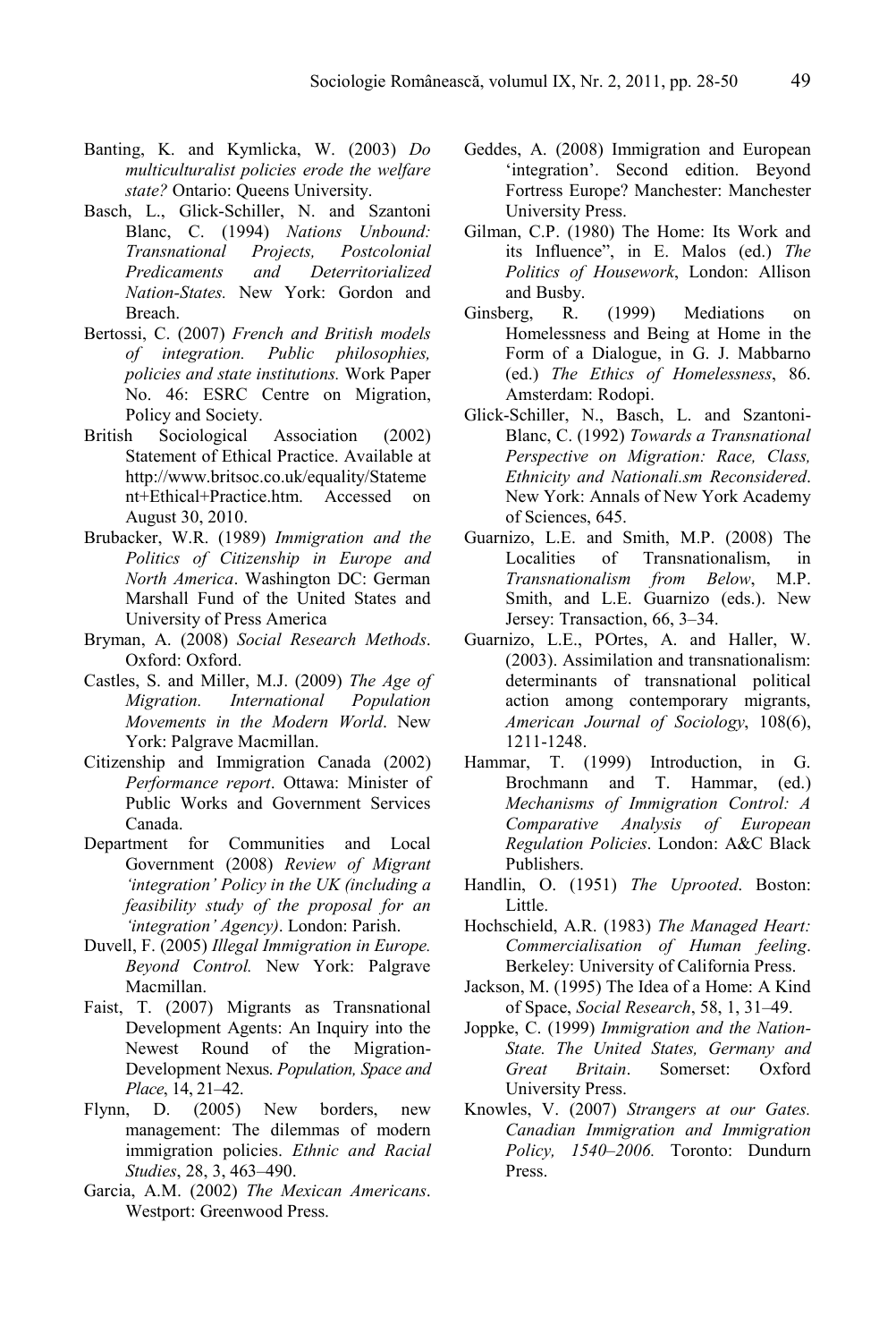Banting, K. and Kymlicka, W. (2003) *Do multiculturalist policies erode the welfare state?* Ontario: Queens University.

Basch, L., Glick-Schiller, N. and Szantoni Blanc, C. (1994) *Nations Unbound: Transnational Projects, Postcolonial Predicaments and Deterritorialized Nation-States.* New York: Gordon and Breach.

Bertossi, C. (2007) *French and British models of integration. Public philosophies, policies and state institutions.* Work Paper No. 46: ESRC Centre on Migration, Policy and Society.

British Sociological Association (2002) Statement of Ethical Practice. Available at http://www.britsoc.co.uk/equality/Statement+Ethical+Practice.htm. Accessed on August 30, 2010.

Brubacker, W.R. (1989) *Immigration and the Politics of Citizenship in Europe and North America*. Washington DC: German Marshall Fund of the United States and University of Press America

Bryman, A. (2008) *Social Research Methods*. Oxford: Oxford.

Castles, S. and Miller, M.J. (2009) *The Age of Migration. International Population Movements in the Modern World*. New York: Palgrave Macmillan.

Citizenship and Immigration Canada (2002) *Performance report*. Ottawa: Minister of Public Works and Government Services Canada.

Department for Communities and Local Government (2008) *Review of Migrant 'integration' Policy in the UK (including a feasibility study of the proposal for an 'integration' Agency)*. London: Parish.

Duvell, F. (2005) *Illegal Immigration in Europe. Beyond Control.* New York: Palgrave Macmillan.

Faist, T. (2007) Migrants as Transnational Development Agents: An Inquiry into the Newest Round of the Migration-Development Nexus*. Population, Space and Place*, 14, 21–42.

Flynn, D. (2005) New borders, new management: The dilemmas of modern immigration policies. *Ethnic and Racial Studies*, 28, 3, 463–490.

Garcia, A.M. (2002) *The Mexican Americans*. Westport: Greenwood Press.

Geddes, A. (2008) Immigration and European 'integration'. Second edition. Beyond Fortress Europe? Manchester: Manchester University Press.

Gilman, C.P. (1980) The Home: Its Work and its Influence", in E. Malos (ed.) *The Politics of Housework*, London: Allison and Busby.

Ginsberg, R. (1999) Mediations on Homelessness and Being at Home in the Form of a Dialogue, in G. J. Mabbarno (ed.) *The Ethics of Homelessness*, 86. Amsterdam: Rodopi.

Glick-Schiller, N., Basch, L. and Szantoni-Blanc, C. (1992) *Towards a Transnational Perspective on Migration: Race, Class, Ethnicity and Nationali.sm Reconsidered*. New York: Annals of New York Academy of Sciences, 645.

Guarnizo, L.E. and Smith, M.P. (2008) The Localities of Transnationalism, in *Transnationalism from Below*, M.P. Smith, and L.E. Guarnizo (eds.). New Jersey: Transaction, 66, 3–34.

Guarnizo, L.E., POrtes, A. and Haller, W. (2003). Assimilation and transnationalism: determinants of transnational political action among contemporary migrants, *American Journal of Sociology*, 108(6), 1211-1248.

Hammar, T. (1999) Introduction, in G. Brochmann and T. Hammar, (ed.) *Mechanisms of Immigration Control: A Comparative Analysis of European Regulation Policies*. London: A&C Black Publishers.

Handlin, O. (1951) *The Uprooted*. Boston: Little.

Hochschield, A.R. (1983) *The Managed Heart: Commercialisation of Human feeling*. Berkeley: University of California Press.

Jackson, M. (1995) The Idea of a Home: A Kind of Space, *Social Research*, 58, 1, 31–49.

Joppke, C. (1999) *Immigration and the Nation-State. The United States, Germany and Great Britain*. Somerset: Oxford University Press.

Knowles, V. (2007) *Strangers at our Gates. Canadian Immigration and Immigration Policy, 1540–2006.* Toronto: Dundurn Press.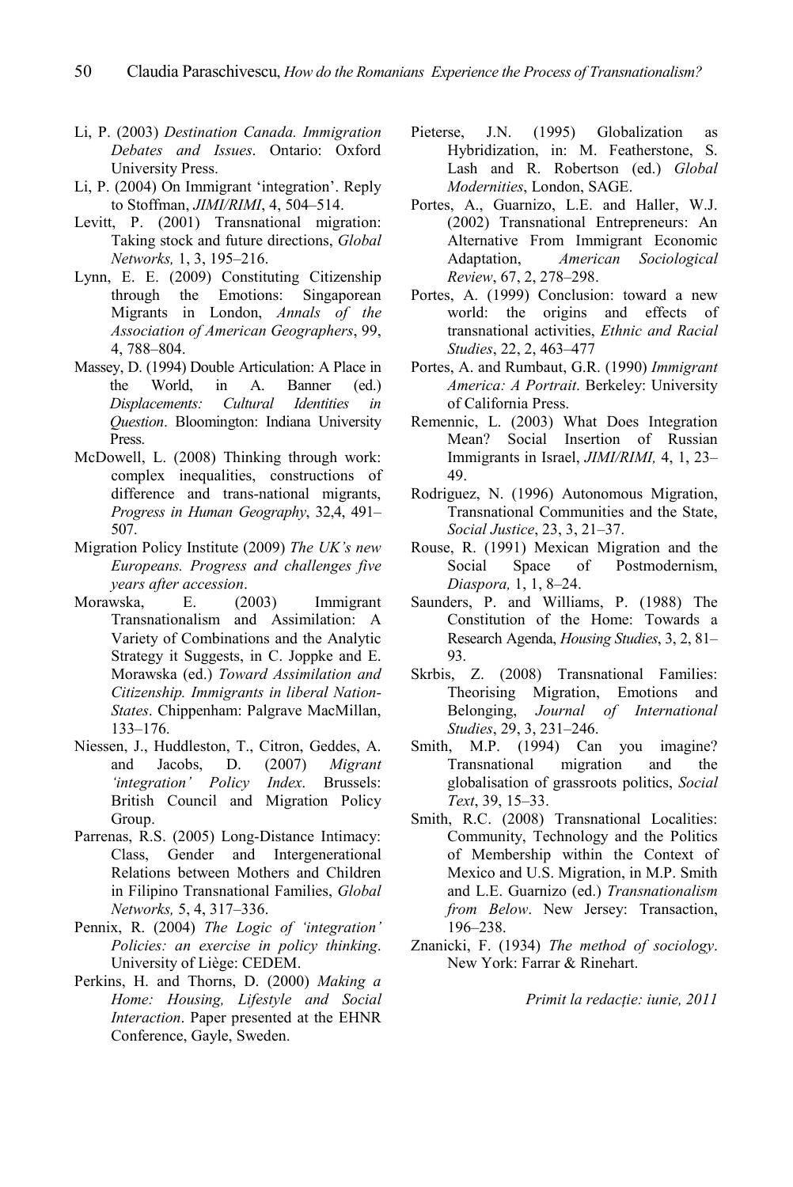Li, P. (2003) *Destination Canada. Immigration Debates and Issues*. Ontario: Oxford University Press.

Li, P. (2004) On Immigrant 'integration'. Reply to Stoffman, *JIMI/RIMI*, 4, 504–514.

Levitt, P. (2001) Transnational migration: Taking stock and future directions, *Global Networks,* 1, 3, 195–216.

Lynn, E. E. (2009) Constituting Citizenship through the Emotions: Singaporean Migrants in London, *Annals of the Association of American Geographers*, 99, 4, 788–804.

Massey, D. (1994) Double Articulation: A Place in the World, in A. Banner (ed.) *Displacements: Cultural Identities in Question*. Bloomington: Indiana University Press.

McDowell, L. (2008) Thinking through work: complex inequalities, constructions of difference and trans-national migrants, *Progress in Human Geography*, 32,4, 491–507.

Migration Policy Institute (2009) *The UK's new Europeans. Progress and challenges five years after accession*.

Morawska, E. (2003) Immigrant Transnationalism and Assimilation: A Variety of Combinations and the Analytic Strategy it Suggests, in C. Joppke and E. Morawska (ed.) *Toward Assimilation and Citizenship. Immigrants in liberal Nation-States*. Chippenham: Palgrave MacMillan, 133–176.

Niessen, J., Huddleston, T., Citron, Geddes, A. and Jacobs, D. (2007) *Migrant 'integration' Policy Index*. Brussels: British Council and Migration Policy Group.

Parrenas, R.S. (2005) Long-Distance Intimacy: Class, Gender and Intergenerational Relations between Mothers and Children in Filipino Transnational Families, *Global Networks,* 5, 4, 317–336.

Pennix, R. (2004) *The Logic of 'integration' Policies: an exercise in policy thinking*. University of Liège: CEDEM.

Perkins, H. and Thorns, D. (2000) *Making a Home: Housing, Lifestyle and Social Interaction*. Paper presented at the EHNR Conference, Gayle, Sweden.

Pieterse, J.N. (1995) Globalization as Hybridization, in: M. Featherstone, S. Lash and R. Robertson (ed.) *Global Modernities*, London, SAGE.

Portes, A., Guarnizo, L.E. and Haller, W.J. (2002) Transnational Entrepreneurs: An Alternative From Immigrant Economic Adaptation, *American Sociological Review*, 67, 2, 278–298.

Portes, A. (1999) Conclusion: toward a new world: the origins and effects of transnational activities, *Ethnic and Racial Studies*, 22, 2, 463–477

Portes, A. and Rumbaut, G.R. (1990) *Immigrant America: A Portrait*. Berkeley: University of California Press.

Remennic, L. (2003) What Does Integration Mean? Social Insertion of Russian Immigrants in Israel, *JIMI/RIMI,* 4, 1, 23–49.

Rodriguez, N. (1996) Autonomous Migration, Transnational Communities and the State, *Social Justice*, 23, 3, 21–37.

Rouse, R. (1991) Mexican Migration and the Social Space of Postmodernism, *Diaspora,* 1, 1, 8–24.

Saunders, P. and Williams, P. (1988) The Constitution of the Home: Towards a Research Agenda, *Housing Studies*, 3, 2, 81–93.

Skrbis, Z. (2008) Transnational Families: Theorising Migration, Emotions and Belonging, *Journal of International Studies*, 29, 3, 231–246.

Smith, M.P. (1994) Can you imagine? Transnational migration and the globalisation of grassroots politics, *Social Text*, 39, 15–33.

Smith, R.C. (2008) Transnational Localities: Community, Technology and the Politics of Membership within the Context of Mexico and U.S. Migration, in M.P. Smith and L.E. Guarnizo (ed.) *Transnationalism from Below*. New Jersey: Transaction, 196–238.

Znanicki, F. (1934) *The method of sociology*. New York: Farrar & Rinehart.

*Primit la redacție: iunie, 2011*